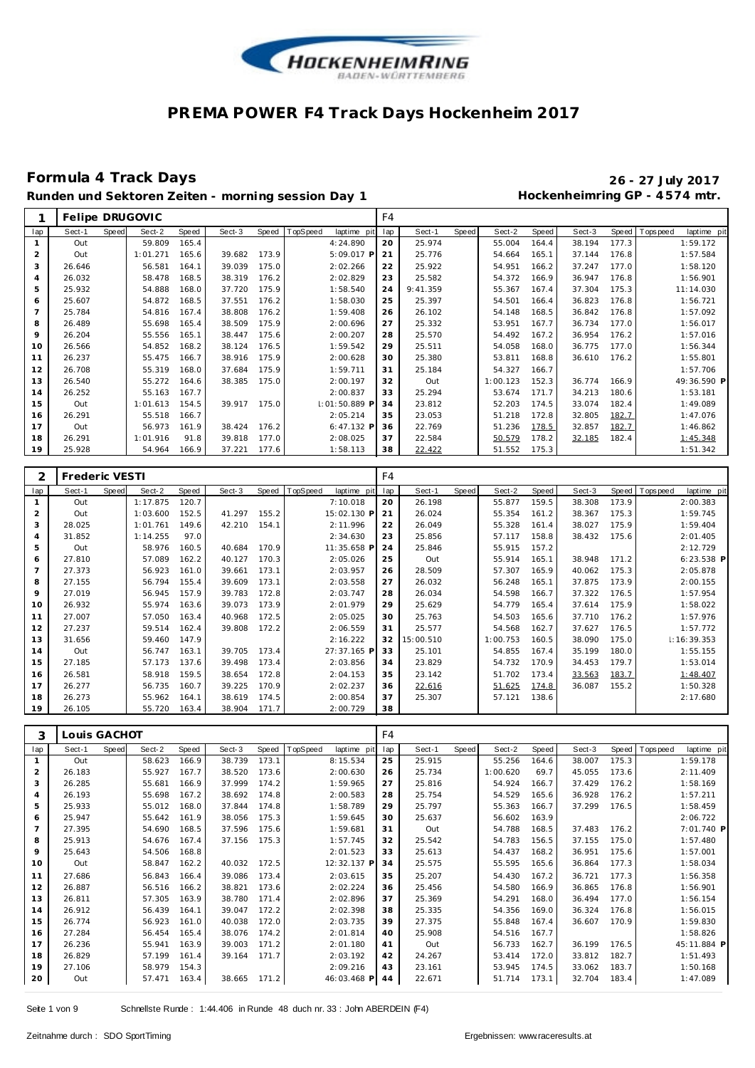# PREMA POWER F4 Track Days Hockenheim 2017

## Formula 4 Track Days

**26 - 27 July 2017**

**Runden und Sektoren Zeiten - morning session Day 1**

**Hockenheimring GP - 4574 mtr.**

| 1 | Felipe DRUGOVIC | | | | | | | | F4 | | | | | | | | | |
|---|---|---|---|---|---|---|---|---|---|---|---|---|---|---|---|---|---|---|
| lap | Sect-1 | Speed | Sect-2 | Speed | Sect-3 | Speed | TopSpeed | laptime pit | lap | Sect-1 | Speed | Sect-2 | Speed | Sect-3 | Speed | Topspeed | laptime pit |
| 1 | Out | | 59.809 | 165.4 | | | | 4:24.890 | 20 | 25.974 | | 55.004 | 164.4 | 38.194 | 177.3 | | 1:59.172 |
| 2 | Out | | 1:01.271 | 165.6 | 39.682 | 173.9 | | 5:09.017 P | 21 | 25.776 | | 54.664 | 165.1 | 37.144 | 176.8 | | 1:57.584 |
| 3 | 26.646 | | 56.581 | 164.1 | 39.039 | 175.0 | | 2:02.266 | 22 | 25.922 | | 54.951 | 166.2 | 37.247 | 177.0 | | 1:58.120 |
| 4 | 26.032 | | 58.478 | 168.5 | 38.319 | 176.2 | | 2:02.829 | 23 | 25.582 | | 54.372 | 166.9 | 36.947 | 176.8 | | 1:56.901 |
| 5 | 25.932 | | 54.888 | 168.0 | 37.720 | 175.9 | | 1:58.540 | 24 | 9:41.359 | | 55.367 | 167.4 | 37.304 | 175.3 | | 11:14.030 |
| 6 | 25.607 | | 54.872 | 168.5 | 37.551 | 176.2 | | 1:58.030 | 25 | 25.397 | | 54.501 | 166.4 | 36.823 | 176.8 | | 1:56.721 |
| 7 | 25.784 | | 54.816 | 167.4 | 38.808 | 176.2 | | 1:59.408 | 26 | 26.102 | | 54.148 | 168.5 | 36.842 | 176.8 | | 1:57.092 |
| 8 | 26.489 | | 55.698 | 165.4 | 38.509 | 175.9 | | 2:00.696 | 27 | 25.332 | | 53.951 | 167.7 | 36.734 | 177.0 | | 1:56.017 |
| 9 | 26.204 | | 55.556 | 165.1 | 38.447 | 175.6 | | 2:00.207 | 28 | 25.570 | | 54.492 | 167.2 | 36.954 | 176.2 | | 1:57.016 |
| 10 | 26.566 | | 54.852 | 168.2 | 38.124 | 176.5 | | 1:59.542 | 29 | 25.511 | | 54.058 | 168.0 | 36.775 | 177.0 | | 1:56.344 |
| 11 | 26.237 | | 55.475 | 166.7 | 38.916 | 175.9 | | 2:00.628 | 30 | 25.380 | | 53.811 | 168.8 | 36.610 | 176.2 | | 1:55.801 |
| 12 | 26.708 | | 55.319 | 168.0 | 37.684 | 175.9 | | 1:59.711 | 31 | 25.184 | | 54.327 | 166.7 | | | | 1:57.706 |
| 13 | 26.540 | | 55.272 | 164.6 | 38.385 | 175.0 | | 2:00.197 | 32 | Out | | 1:00.123 | 152.3 | 36.774 | 166.9 | | 49:36.590 P |
| 14 | 26.252 | | 55.163 | 167.7 | | | | 2:00.837 | 33 | 25.294 | | 53.674 | 171.7 | 34.213 | 180.6 | | 1:53.181 |
| 15 | Out | | 1:01.613 | 154.5 | 39.917 | 175.0 | | 1:01:50.889 P | 34 | 23.812 | | 52.203 | 174.5 | 33.074 | 182.4 | | 1:49.089 |
| 16 | 26.291 | | 55.518 | 166.7 | | | | 2:05.214 | 35 | 23.053 | | 51.218 | 172.8 | 32.805 | 182.7 | | 1:47.076 |
| 17 | Out | | 56.973 | 161.9 | 38.424 | 176.2 | | 6:47.132 P | 36 | 22.769 | | 51.236 | 178.5 | 32.857 | 182.7 | | 1:46.862 |
| 18 | 26.291 | | 1:01.916 | 91.8 | 39.818 | 177.0 | | 2:08.025 | 37 | 22.584 | | 50.579 | 178.2 | 32.185 | 182.4 | | 1:45.348 |
| 19 | 25.928 | | 54.964 | 166.9 | 37.221 | 177.6 | | 1:58.113 | 38 | 22.422 | | 51.552 | 175.3 | | | | 1:51.342 |

| 2 | Frederic VESTI | | | | | | | | F4 | | | | | | | | | |
|---|---|---|---|---|---|---|---|---|---|---|---|---|---|---|---|---|---|---|
| lap | Sect-1 | Speed | Sect-2 | Speed | Sect-3 | Speed | TopSpeed | laptime pit | lap | Sect-1 | Speed | Sect-2 | Speed | Sect-3 | Speed | Topspeed | laptime pit |
| 1 | Out | | 1:17.875 | 120.7 | | | | 7:10.018 | 20 | 26.198 | | 55.877 | 159.5 | 38.308 | 173.9 | | 2:00.383 |
| 2 | Out | | 1:03.600 | 152.5 | 41.297 | 155.2 | | 15:02.130 P | 21 | 26.024 | | 55.354 | 161.2 | 38.367 | 175.3 | | 1:59.745 |
| 3 | 28.025 | | 1:01.761 | 149.6 | 42.210 | 154.1 | | 2:11.996 | 22 | 26.049 | | 55.328 | 161.4 | 38.027 | 175.9 | | 1:59.404 |
| 4 | 31.852 | | 1:14.255 | 97.0 | | | | 2:34.630 | 23 | 25.856 | | 57.117 | 158.8 | 38.432 | 175.6 | | 2:01.405 |
| 5 | Out | | 58.976 | 160.5 | 40.684 | 170.9 | | 11:35.658 P | 24 | 25.846 | | 55.915 | 157.2 | | | | 2:12.729 |
| 6 | 27.810 | | 57.089 | 162.2 | 40.127 | 170.3 | | 2:05.026 | 25 | Out | | 55.914 | 165.1 | 38.948 | 171.2 | | 6:23.538 P |
| 7 | 27.373 | | 56.923 | 161.0 | 39.661 | 173.1 | | 2:03.957 | 26 | 28.509 | | 57.307 | 165.9 | 40.062 | 175.3 | | 2:05.878 |
| 8 | 27.155 | | 56.794 | 155.4 | 39.609 | 173.1 | | 2:03.558 | 27 | 26.032 | | 56.248 | 165.1 | 37.875 | 173.9 | | 2:00.155 |
| 9 | 27.019 | | 56.945 | 157.9 | 39.783 | 172.8 | | 2:03.747 | 28 | 26.034 | | 54.598 | 166.7 | 37.322 | 176.5 | | 1:57.954 |
| 10 | 26.932 | | 55.974 | 163.6 | 39.073 | 173.9 | | 2:01.979 | 29 | 25.629 | | 54.779 | 165.4 | 37.614 | 175.9 | | 1:58.022 |
| 11 | 27.007 | | 57.050 | 163.4 | 40.968 | 172.5 | | 2:05.025 | 30 | 25.763 | | 54.503 | 165.6 | 37.710 | 176.2 | | 1:57.976 |
| 12 | 27.237 | | 59.514 | 162.4 | 39.808 | 172.2 | | 2:06.559 | 31 | 25.577 | | 54.568 | 162.7 | 37.627 | 176.5 | | 1:57.772 |
| 13 | 31.656 | | 59.460 | 147.9 | | | | 2:16.222 | 32 | 15:00.510 | | 1:00.753 | 160.5 | 38.090 | 175.0 | | 1:16:39.353 |
| 14 | Out | | 56.747 | 163.1 | 39.705 | 173.4 | | 27:37.165 P | 33 | 25.101 | | 54.855 | 167.4 | 35.199 | 180.0 | | 1:55.155 |
| 15 | 27.185 | | 57.173 | 137.6 | 39.498 | 173.4 | | 2:03.856 | 34 | 23.829 | | 54.732 | 170.9 | 34.453 | 179.7 | | 1:53.014 |
| 16 | 26.581 | | 58.918 | 159.5 | 38.654 | 172.8 | | 2:04.153 | 35 | 23.142 | | 51.702 | 173.4 | 33.563 | 183.7 | | 1:48.407 |
| 17 | 26.277 | | 56.735 | 160.7 | 39.225 | 170.9 | | 2:02.237 | 36 | 22.616 | | 51.625 | 174.8 | 36.087 | 155.2 | | 1:50.328 |
| 18 | 26.273 | | 55.962 | 164.1 | 38.619 | 174.5 | | 2:00.854 | 37 | 25.307 | | 57.121 | 138.6 | | | | 2:17.680 |
| 19 | 26.105 | | 55.720 | 163.4 | 38.904 | 171.7 | | 2:00.729 | 38 | | | | | | | | |

| 3 | Louis GACHOT | | | | | | | | F4 | | | | | | | | | |
|---|---|---|---|---|---|---|---|---|---|---|---|---|---|---|---|---|---|---|
| lap | Sect-1 | Speed | Sect-2 | Speed | Sect-3 | Speed | TopSpeed | laptime pit | lap | Sect-1 | Speed | Sect-2 | Speed | Sect-3 | Speed | Topspeed | laptime pit |
| 1 | Out | | 58.623 | 166.9 | 38.739 | 173.1 | | 8:15.534 | 25 | 25.915 | | 55.256 | 164.6 | 38.007 | 175.3 | | 1:59.178 |
| 2 | 26.183 | | 55.927 | 167.7 | 38.520 | 173.6 | | 2:00.630 | 26 | 25.734 | | 1:00.620 | 69.7 | 45.055 | 173.6 | | 2:11.409 |
| 3 | 26.285 | | 55.681 | 166.9 | 37.999 | 174.2 | | 1:59.965 | 27 | 25.816 | | 54.924 | 166.7 | 37.429 | 176.2 | | 1:58.169 |
| 4 | 26.193 | | 55.698 | 167.2 | 38.692 | 174.8 | | 2:00.583 | 28 | 25.754 | | 54.529 | 165.6 | 36.928 | 176.2 | | 1:57.211 |
| 5 | 25.933 | | 55.012 | 168.0 | 37.844 | 174.8 | | 1:58.789 | 29 | 25.797 | | 55.363 | 166.7 | 37.299 | 176.5 | | 1:58.459 |
| 6 | 25.947 | | 55.642 | 161.9 | 38.056 | 175.3 | | 1:59.645 | 30 | 25.637 | | 56.602 | 163.9 | | | | 2:06.722 |
| 7 | 27.395 | | 54.690 | 168.5 | 37.596 | 175.6 | | 1:59.681 | 31 | Out | | 54.788 | 168.5 | 37.483 | 176.2 | | 7:01.740 P |
| 8 | 25.913 | | 54.676 | 167.4 | 37.156 | 175.3 | | 1:57.745 | 32 | 25.542 | | 54.783 | 156.5 | 37.155 | 175.0 | | 1:57.480 |
| 9 | 25.643 | | 54.506 | 168.8 | | | | 2:01.523 | 33 | 25.613 | | 54.437 | 168.2 | 36.951 | 175.6 | | 1:57.001 |
| 10 | Out | | 58.847 | 162.2 | 40.032 | 172.5 | | 12:32.137 P | 34 | 25.575 | | 55.595 | 165.6 | 36.864 | 177.3 | | 1:58.034 |
| 11 | 27.686 | | 56.843 | 166.4 | 39.086 | 173.4 | | 2:03.615 | 35 | 25.207 | | 54.430 | 167.2 | 36.721 | 177.3 | | 1:56.358 |
| 12 | 26.887 | | 56.516 | 166.2 | 38.821 | 173.6 | | 2:02.224 | 36 | 25.456 | | 54.580 | 166.9 | 36.865 | 176.8 | | 1:56.901 |
| 13 | 26.811 | | 57.305 | 163.9 | 38.780 | 171.4 | | 2:02.896 | 37 | 25.369 | | 54.291 | 168.0 | 36.494 | 177.0 | | 1:56.154 |
| 14 | 26.912 | | 56.439 | 164.1 | 39.047 | 172.2 | | 2:02.398 | 38 | 25.335 | | 54.356 | 169.0 | 36.324 | 176.8 | | 1:56.015 |
| 15 | 26.774 | | 56.923 | 161.0 | 40.038 | 172.0 | | 2:03.735 | 39 | 27.375 | | 55.848 | 167.4 | 36.607 | 170.9 | | 1:59.830 |
| 16 | 27.284 | | 56.454 | 165.4 | 38.076 | 174.2 | | 2:01.814 | 40 | 25.908 | | 54.516 | 167.7 | | | | 1:58.826 |
| 17 | 26.236 | | 55.941 | 163.9 | 39.003 | 171.2 | | 2:01.180 | 41 | Out | | 56.733 | 162.7 | 36.199 | 176.5 | | 45:11.884 P |
| 18 | 26.829 | | 57.199 | 161.4 | 39.164 | 171.7 | | 2:03.192 | 42 | 24.267 | | 53.414 | 172.0 | 33.812 | 182.7 | | 1:51.493 |
| 19 | 27.106 | | 58.979 | 154.3 | | | | 2:09.216 | 43 | 23.161 | | 53.945 | 174.5 | 33.062 | 183.7 | | 1:50.168 |
| 20 | Out | | 57.471 | 163.4 | 38.665 | 171.2 | | 46:03.468 P | 44 | 22.671 | | 51.714 | 173.1 | 32.704 | 183.4 | | 1:47.089 |

Schnellste Runde : 1:44.406 in Runde 48 duch nr. 33 : John ABERDEIN (F4)

Zeitnahme durch : SDO SportTiming

Ergebnissen: www.raceresults.at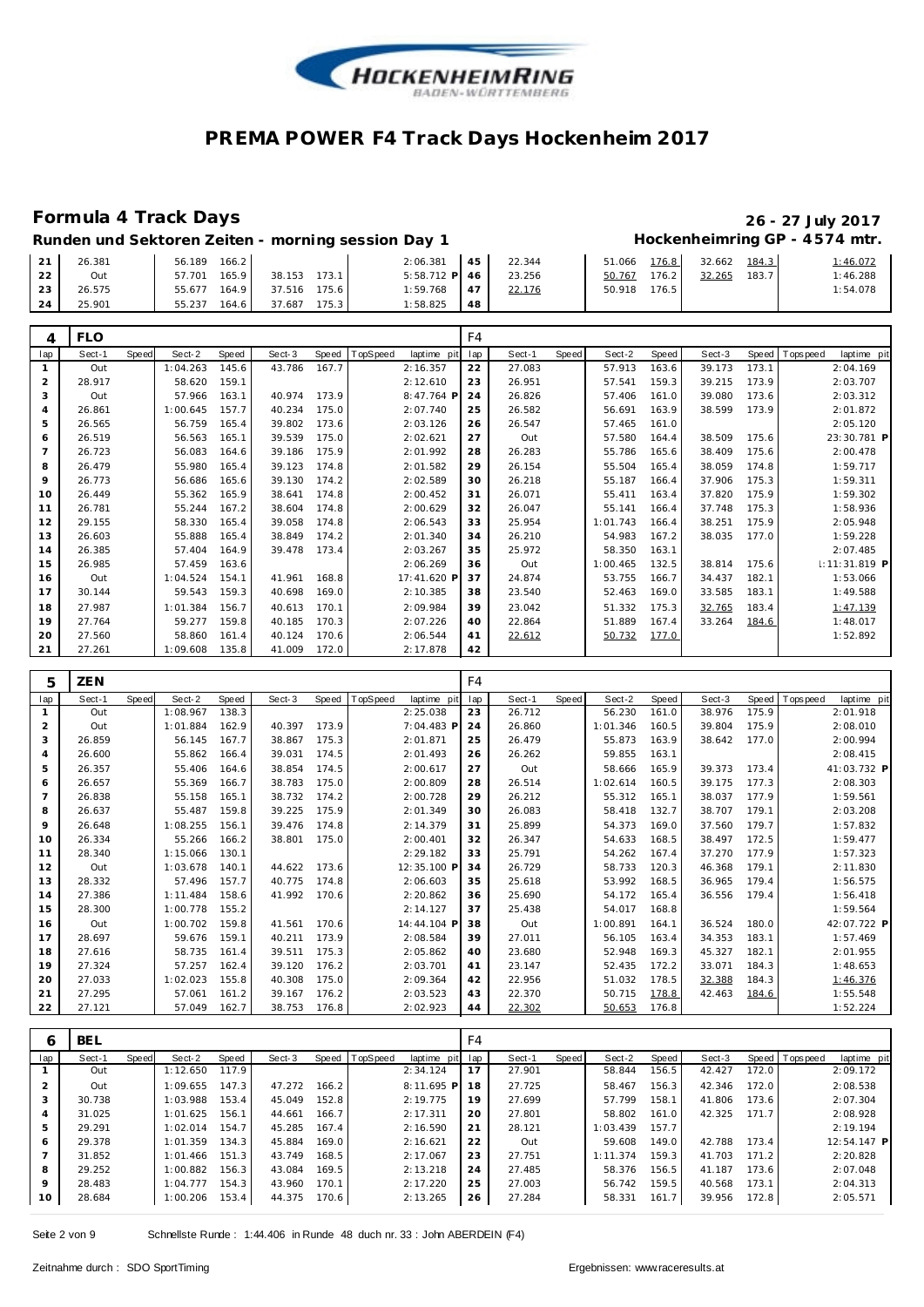# PREMA POWER F4 Track Days Hockenheim 2017

## Formula 4 Track Days

**26 - 27 July 2017**

**Runden und Sektoren Zeiten - morning session Day 1**

**Hockenheimring GP - 4574 mtr.**

| lap | Sect-1 | Speed | Sect-2 | Speed | Sect-3 | Speed | TopSpeed | laptime pit | lap | Sect-1 | Speed | Sect-2 | Speed | Sect-3 | Speed | Topspeed | laptime pit |
|---|---|---|---|---|---|---|---|---|---|---|---|---|---|---|---|---|---|
| 21 | 26.381 | | 56.189 | 166.2 | | | | 2:06.381 | 45 | 22.344 | | 51.066 | 176.8 | 32.662 | 184.3 | | 1:46.072 |
| 22 | Out | | 57.701 | 165.9 | 38.153 | 173.1 | | 5:58.712 P | 46 | 23.256 | | 50.767 | 176.2 | 32.265 | 183.7 | | 1:46.288 |
| 23 | 26.575 | | 55.677 | 164.9 | 37.516 | 175.6 | | 1:59.768 | 47 | 22.176 | | 50.918 | 176.5 | | | | 1:54.078 |
| 24 | 25.901 | | 55.237 | 164.6 | 37.687 | 175.3 | | 1:58.825 | 48 | | | | | | | | |

### 4 FLO — F4

| lap | Sect-1 | Speed | Sect-2 | Speed | Sect-3 | Speed | TopSpeed | laptime pit | lap | Sect-1 | Speed | Sect-2 | Speed | Sect-3 | Speed | Topspeed | laptime pit |
|---|---|---|---|---|---|---|---|---|---|---|---|---|---|---|---|---|---|
| 1 | Out | | 1:04.263 | 145.6 | 43.786 | 167.7 | | 2:16.357 | 22 | 27.083 | | 57.913 | 163.6 | 39.173 | 173.1 | | 2:04.169 |
| 2 | 28.917 | | 58.620 | 159.1 | | | | 2:12.610 | 23 | 26.951 | | 57.541 | 159.3 | 39.215 | 173.9 | | 2:03.707 |
| 3 | Out | | 57.966 | 163.1 | 40.974 | 173.9 | | 8:47.764 P | 24 | 26.826 | | 57.406 | 161.0 | 39.080 | 173.6 | | 2:03.312 |
| 4 | 26.861 | | 1:00.645 | 157.7 | 40.234 | 175.0 | | 2:07.740 | 25 | 26.582 | | 56.691 | 163.9 | 38.599 | 173.9 | | 2:01.872 |
| 5 | 26.565 | | 56.759 | 165.4 | 39.802 | 173.6 | | 2:03.126 | 26 | 26.547 | | 57.465 | 161.0 | | | | 2:05.120 |
| 6 | 26.519 | | 56.563 | 165.1 | 39.539 | 175.0 | | 2:02.621 | 27 | Out | | 57.580 | 164.4 | 38.509 | 175.6 | | 23:30.781 P |
| 7 | 26.723 | | 56.083 | 164.6 | 39.186 | 175.9 | | 2:01.992 | 28 | 26.283 | | 55.786 | 165.6 | 38.409 | 175.6 | | 2:00.478 |
| 8 | 26.479 | | 55.980 | 165.4 | 39.123 | 174.8 | | 2:01.582 | 29 | 26.154 | | 55.504 | 165.4 | 38.059 | 174.8 | | 1:59.717 |
| 9 | 26.773 | | 56.686 | 165.6 | 39.130 | 174.2 | | 2:02.589 | 30 | 26.218 | | 55.187 | 166.4 | 37.906 | 175.3 | | 1:59.311 |
| 10 | 26.449 | | 55.362 | 165.9 | 38.641 | 174.8 | | 2:00.452 | 31 | 26.071 | | 55.411 | 163.4 | 37.820 | 175.9 | | 1:59.302 |
| 11 | 26.781 | | 55.244 | 167.2 | 38.604 | 174.8 | | 2:00.629 | 32 | 26.047 | | 55.141 | 166.4 | 37.748 | 175.3 | | 1:58.936 |
| 12 | 29.155 | | 58.330 | 165.4 | 39.058 | 174.8 | | 2:06.543 | 33 | 25.954 | | 1:01.743 | 166.4 | 38.251 | 175.9 | | 2:05.948 |
| 13 | 26.603 | | 55.888 | 165.4 | 38.849 | 174.2 | | 2:01.340 | 34 | 26.210 | | 54.983 | 167.2 | 38.035 | 177.0 | | 1:59.228 |
| 14 | 26.385 | | 57.404 | 164.9 | 39.478 | 173.4 | | 2:03.267 | 35 | 25.972 | | 58.350 | 163.1 | | | | 2:07.485 |
| 15 | 26.985 | | 57.459 | 163.6 | | | | 2:06.269 | 36 | Out | | 1:00.465 | 132.5 | 38.814 | 175.6 | | 1:11:31.819 P |
| 16 | Out | | 1:04.524 | 154.1 | 41.961 | 168.8 | | 17:41.620 P | 37 | 24.874 | | 53.755 | 166.7 | 34.437 | 182.1 | | 1:53.066 |
| 17 | 30.144 | | 59.543 | 159.3 | 40.698 | 169.0 | | 2:10.385 | 38 | 23.540 | | 52.463 | 169.0 | 33.585 | 183.1 | | 1:49.588 |
| 18 | 27.987 | | 1:01.384 | 156.7 | 40.613 | 170.1 | | 2:09.984 | 39 | 23.042 | | 51.332 | 175.3 | 32.765 | 183.4 | | 1:47.139 |
| 19 | 27.764 | | 59.277 | 159.8 | 40.185 | 170.3 | | 2:07.226 | 40 | 22.864 | | 51.889 | 167.4 | 33.264 | 184.6 | | 1:48.017 |
| 20 | 27.560 | | 58.860 | 161.4 | 40.124 | 170.6 | | 2:06.544 | 41 | 22.612 | | 50.732 | 177.0 | | | | 1:52.892 |
| 21 | 27.261 | | 1:09.608 | 135.8 | 41.009 | 172.0 | | 2:17.878 | 42 | | | | | | | | |

### 5 ZEN — F4

| lap | Sect-1 | Speed | Sect-2 | Speed | Sect-3 | Speed | TopSpeed | laptime pit | lap | Sect-1 | Speed | Sect-2 | Speed | Sect-3 | Speed | Topspeed | laptime pit |
|---|---|---|---|---|---|---|---|---|---|---|---|---|---|---|---|---|---|
| 1 | Out | | 1:08.967 | 138.3 | | | | 2:25.038 | 23 | 26.712 | | 56.230 | 161.0 | 38.976 | 175.9 | | 2:01.918 |
| 2 | Out | | 1:01.884 | 162.9 | 40.397 | 173.9 | | 7:04.483 P | 24 | 26.860 | | 1:01.346 | 160.5 | 39.804 | 175.9 | | 2:08.010 |
| 3 | 26.859 | | 56.145 | 167.7 | 38.867 | 175.3 | | 2:01.871 | 25 | 26.479 | | 55.873 | 163.9 | 38.642 | 177.0 | | 2:00.994 |
| 4 | 26.600 | | 55.862 | 166.4 | 39.031 | 174.5 | | 2:01.493 | 26 | 26.262 | | 59.855 | 163.1 | | | | 2:08.415 |
| 5 | 26.357 | | 55.406 | 164.6 | 38.854 | 174.5 | | 2:00.617 | 27 | Out | | 58.666 | 165.9 | 39.373 | 173.4 | | 41:03.732 P |
| 6 | 26.657 | | 55.369 | 166.7 | 38.783 | 175.0 | | 2:00.809 | 28 | 26.514 | | 1:02.614 | 160.5 | 39.175 | 177.3 | | 2:08.303 |
| 7 | 26.838 | | 55.158 | 165.1 | 38.732 | 174.2 | | 2:00.728 | 29 | 26.212 | | 55.312 | 165.1 | 38.037 | 177.9 | | 1:59.561 |
| 8 | 26.637 | | 55.487 | 159.8 | 39.225 | 175.9 | | 2:01.349 | 30 | 26.083 | | 58.418 | 132.7 | 38.707 | 179.1 | | 2:03.208 |
| 9 | 26.648 | | 1:08.255 | 156.1 | 39.476 | 174.8 | | 2:14.379 | 31 | 25.899 | | 54.373 | 169.0 | 37.560 | 179.7 | | 1:57.832 |
| 10 | 26.334 | | 55.266 | 166.2 | 38.801 | 175.0 | | 2:00.401 | 32 | 26.347 | | 54.633 | 168.5 | 38.497 | 172.5 | | 1:59.477 |
| 11 | 28.340 | | 1:15.066 | 130.1 | | | | 2:29.182 | 33 | 25.791 | | 54.262 | 167.4 | 37.270 | 177.9 | | 1:57.323 |
| 12 | Out | | 1:03.678 | 140.1 | 44.622 | 173.6 | | 12:35.100 P | 34 | 26.729 | | 58.733 | 120.3 | 46.368 | 179.1 | | 2:11.830 |
| 13 | 28.332 | | 57.496 | 157.7 | 40.775 | 174.8 | | 2:06.603 | 35 | 25.618 | | 53.992 | 168.5 | 36.965 | 179.4 | | 1:56.575 |
| 14 | 27.386 | | 1:11.484 | 158.6 | 41.992 | 170.6 | | 2:20.862 | 36 | 25.690 | | 54.172 | 165.4 | 36.556 | 179.4 | | 1:56.418 |
| 15 | 28.300 | | 1:00.778 | 155.2 | | | | 2:14.127 | 37 | 25.438 | | 54.017 | 168.8 | | | | 1:59.564 |
| 16 | Out | | 1:00.702 | 159.8 | 41.561 | 170.6 | | 14:44.104 P | 38 | Out | | 1:00.891 | 164.1 | 36.524 | 180.0 | | 42:07.722 P |
| 17 | 28.697 | | 59.676 | 159.1 | 40.211 | 173.9 | | 2:08.584 | 39 | 27.011 | | 56.105 | 163.4 | 34.353 | 183.1 | | 1:57.469 |
| 18 | 27.616 | | 58.735 | 161.4 | 39.511 | 175.3 | | 2:05.862 | 40 | 23.680 | | 52.948 | 169.3 | 45.327 | 182.1 | | 2:01.955 |
| 19 | 27.324 | | 57.257 | 162.4 | 39.120 | 176.2 | | 2:03.701 | 41 | 23.147 | | 52.435 | 172.2 | 33.071 | 184.3 | | 1:48.653 |
| 20 | 27.033 | | 1:02.023 | 155.8 | 40.308 | 175.0 | | 2:09.364 | 42 | 22.956 | | 51.032 | 178.5 | 32.388 | 184.3 | | 1:46.376 |
| 21 | 27.295 | | 57.061 | 161.2 | 39.167 | 176.2 | | 2:03.523 | 43 | 22.370 | | 50.715 | 178.8 | 42.463 | 184.6 | | 1:55.548 |
| 22 | 27.121 | | 57.049 | 162.7 | 38.753 | 176.8 | | 2:02.923 | 44 | 22.302 | | 50.653 | 176.8 | | | | 1:52.224 |

### 6 BEL — F4

| lap | Sect-1 | Speed | Sect-2 | Speed | Sect-3 | Speed | TopSpeed | laptime pit | lap | Sect-1 | Speed | Sect-2 | Speed | Sect-3 | Speed | Topspeed | laptime pit |
|---|---|---|---|---|---|---|---|---|---|---|---|---|---|---|---|---|---|
| 1 | Out | | 1:12.650 | 117.9 | | | | 2:34.124 | 17 | 27.901 | | 58.844 | 156.5 | 42.427 | 172.0 | | 2:09.172 |
| 2 | Out | | 1:09.655 | 147.3 | 47.272 | 166.2 | | 8:11.695 P | 18 | 27.725 | | 58.467 | 156.3 | 42.346 | 172.0 | | 2:08.538 |
| 3 | 30.738 | | 1:03.988 | 153.4 | 45.049 | 152.8 | | 2:19.775 | 19 | 27.699 | | 57.799 | 158.1 | 41.806 | 173.6 | | 2:07.304 |
| 4 | 31.025 | | 1:01.625 | 156.1 | 44.661 | 166.7 | | 2:17.311 | 20 | 27.801 | | 58.802 | 161.0 | 42.325 | 171.7 | | 2:08.928 |
| 5 | 29.291 | | 1:02.014 | 154.7 | 45.285 | 167.4 | | 2:16.590 | 21 | 28.121 | | 1:03.439 | 157.7 | | | | 2:19.194 |
| 6 | 29.378 | | 1:01.359 | 134.3 | 45.884 | 169.0 | | 2:16.621 | 22 | Out | | 59.608 | 149.0 | 42.788 | 173.4 | | 12:54.147 P |
| 7 | 31.852 | | 1:01.466 | 151.3 | 43.749 | 168.5 | | 2:17.067 | 23 | 27.751 | | 1:11.374 | 159.3 | 41.703 | 171.2 | | 2:20.828 |
| 8 | 29.252 | | 1:00.882 | 156.3 | 43.084 | 169.5 | | 2:13.218 | 24 | 27.485 | | 58.376 | 156.5 | 41.187 | 173.6 | | 2:07.048 |
| 9 | 28.483 | | 1:04.777 | 154.3 | 43.960 | 170.1 | | 2:17.220 | 25 | 27.003 | | 56.742 | 159.5 | 40.568 | 173.1 | | 2:04.313 |
| 10 | 28.684 | | 1:00.206 | 153.4 | 44.375 | 170.6 | | 2:13.265 | 26 | 27.284 | | 58.331 | 161.7 | 39.956 | 172.8 | | 2:05.571 |

Schnellste Runde : 1:44.406 in Runde 48 duch nr. 33 : John ABERDEIN (F4)

Zeitnahme durch : SDO SportTiming — Ergebnissen: www.raceresults.at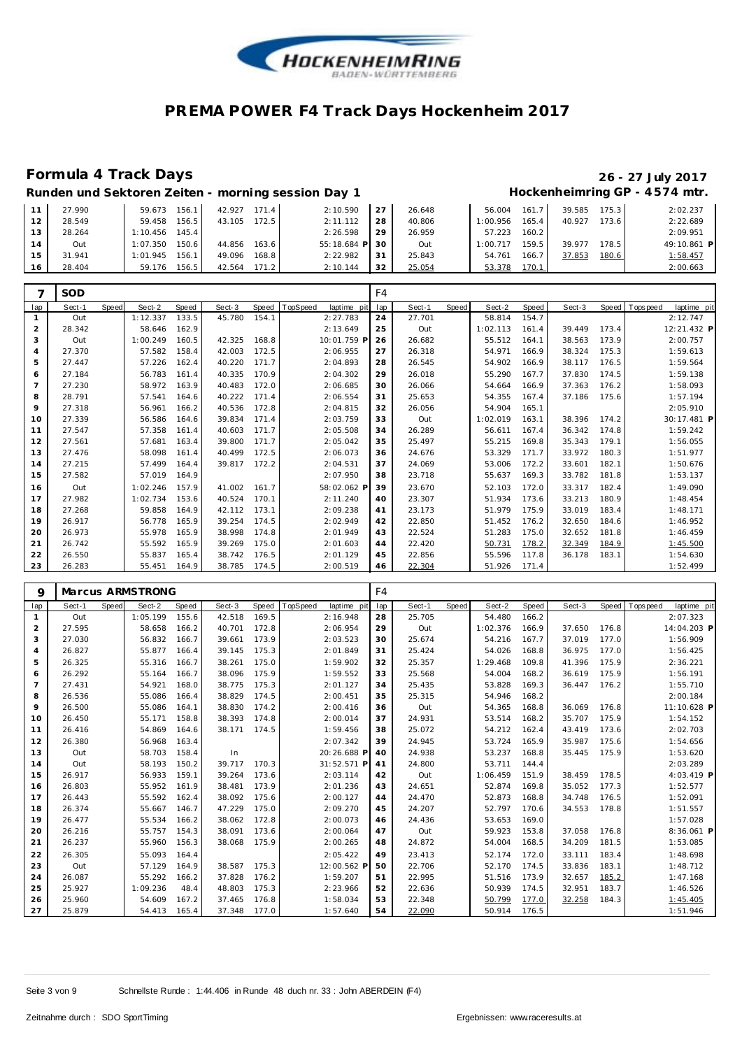# PREMA POWER F4 Track Days Hockenheim 2017

## Formula 4 Track Days

**26 - 27 July 2017**

**Runden und Sektoren Zeiten - morning session Day 1**

**Hockenheimring GP - 4574 mtr.**

| lap | Sect-1 | Speed | Sect-2 | Speed | Sect-3 | Speed | TopSpeed | laptime pit | lap | Sect-1 | Speed | Sect-2 | Speed | Sect-3 | Speed | Topspeed | laptime pit |
|---|---|---|---|---|---|---|---|---|---|---|---|---|---|---|---|---|---|
| 11 | 27.990 | | 59.673 | 156.1 | 42.927 | 171.4 | | 2:10.590 | 27 | 26.648 | | 56.004 | 161.7 | 39.585 | 175.3 | | 2:02.237 |
| 12 | 28.549 | | 59.458 | 156.5 | 43.105 | 172.5 | | 2:11.112 | 28 | 40.806 | | 1:00.956 | 165.4 | 40.927 | 173.6 | | 2:22.689 |
| 13 | 28.264 | | 1:10.456 | 145.4 | | | | 2:26.598 | 29 | 26.959 | | 57.223 | 160.2 | | | | 2:09.951 |
| 14 | Out | | 1:07.350 | 150.6 | 44.856 | 163.6 | | 55:18.684 P | 30 | Out | | 1:00.717 | 159.5 | 39.977 | 178.5 | | 49:10.861 P |
| 15 | 31.941 | | 1:01.945 | 156.1 | 49.096 | 168.8 | | 2:22.982 | 31 | 25.843 | | 54.761 | 166.7 | 37.853 | 180.6 | | 1:58.457 |
| 16 | 28.404 | | 59.176 | 156.5 | 42.564 | 171.2 | | 2:10.144 | 32 | 25.054 | | 53.378 | 170.1 | | | | 2:00.663 |

### 7 SOD — F4

| lap | Sect-1 | Speed | Sect-2 | Speed | Sect-3 | Speed | TopSpeed | laptime pit | lap | Sect-1 | Speed | Sect-2 | Speed | Sect-3 | Speed | Topspeed | laptime pit |
|---|---|---|---|---|---|---|---|---|---|---|---|---|---|---|---|---|---|
| 1 | Out | | 1:12.337 | 133.5 | 45.780 | 154.1 | | 2:27.783 | 24 | 27.701 | | 58.814 | 154.7 | | | | 2:12.747 |
| 2 | 28.342 | | 58.646 | 162.9 | | | | 2:13.649 | 25 | Out | | 1:02.113 | 161.4 | 39.449 | 173.4 | | 12:21.432 P |
| 3 | Out | | 1:00.249 | 160.5 | 42.325 | 168.8 | | 10:01.759 P | 26 | 26.682 | | 55.512 | 164.1 | 38.563 | 173.9 | | 2:00.757 |
| 4 | 27.370 | | 57.582 | 158.4 | 42.003 | 172.5 | | 2:06.955 | 27 | 26.318 | | 54.971 | 166.9 | 38.324 | 175.3 | | 1:59.613 |
| 5 | 27.447 | | 57.226 | 162.4 | 40.220 | 171.7 | | 2:04.893 | 28 | 26.545 | | 54.902 | 166.9 | 38.117 | 176.5 | | 1:59.564 |
| 6 | 27.184 | | 56.783 | 161.4 | 40.335 | 170.9 | | 2:04.302 | 29 | 26.018 | | 55.290 | 167.7 | 37.830 | 174.5 | | 1:59.138 |
| 7 | 27.230 | | 58.972 | 163.9 | 40.483 | 172.0 | | 2:06.685 | 30 | 26.066 | | 54.664 | 166.9 | 37.363 | 176.2 | | 1:58.093 |
| 8 | 28.791 | | 57.541 | 164.6 | 40.222 | 171.4 | | 2:06.554 | 31 | 25.653 | | 54.355 | 167.4 | 37.186 | 175.6 | | 1:57.194 |
| 9 | 27.318 | | 56.961 | 166.2 | 40.536 | 172.8 | | 2:04.815 | 32 | 26.056 | | 54.904 | 165.1 | | | | 2:05.910 |
| 10 | 27.339 | | 56.586 | 164.6 | 39.834 | 171.4 | | 2:03.759 | 33 | Out | | 1:02.019 | 163.1 | 38.396 | 174.2 | | 30:17.481 P |
| 11 | 27.547 | | 57.358 | 161.4 | 40.603 | 171.7 | | 2:05.508 | 34 | 26.289 | | 56.611 | 167.4 | 36.342 | 174.8 | | 1:59.242 |
| 12 | 27.561 | | 57.681 | 163.4 | 39.800 | 171.7 | | 2:05.042 | 35 | 25.497 | | 55.215 | 169.8 | 35.343 | 179.1 | | 1:56.055 |
| 13 | 27.476 | | 58.098 | 161.4 | 40.499 | 172.5 | | 2:06.073 | 36 | 24.676 | | 53.329 | 171.7 | 33.972 | 180.3 | | 1:51.977 |
| 14 | 27.215 | | 57.499 | 164.4 | 39.817 | 172.2 | | 2:04.531 | 37 | 24.069 | | 53.006 | 172.2 | 33.601 | 182.1 | | 1:50.676 |
| 15 | 27.582 | | 57.019 | 164.9 | | | | 2:07.950 | 38 | 23.718 | | 55.637 | 169.3 | 33.782 | 181.8 | | 1:53.137 |
| 16 | Out | | 1:02.246 | 157.9 | 41.002 | 161.7 | | 58:02.062 P | 39 | 23.670 | | 52.103 | 172.0 | 33.317 | 182.4 | | 1:49.090 |
| 17 | 27.982 | | 1:02.734 | 153.6 | 40.524 | 170.1 | | 2:11.240 | 40 | 23.307 | | 51.934 | 173.6 | 33.213 | 180.9 | | 1:48.454 |
| 18 | 27.268 | | 59.858 | 164.9 | 42.112 | 173.1 | | 2:09.238 | 41 | 23.173 | | 51.979 | 175.9 | 33.019 | 183.4 | | 1:48.171 |
| 19 | 26.917 | | 56.778 | 165.9 | 39.254 | 174.5 | | 2:02.949 | 42 | 22.850 | | 51.452 | 176.2 | 32.650 | 184.6 | | 1:46.952 |
| 20 | 26.973 | | 55.978 | 165.9 | 38.998 | 174.8 | | 2:01.949 | 43 | 22.524 | | 51.283 | 175.0 | 32.652 | 181.8 | | 1:46.459 |
| 21 | 26.742 | | 55.592 | 165.9 | 39.269 | 175.0 | | 2:01.603 | 44 | 22.420 | | 50.731 | 178.2 | 32.349 | 184.9 | | 1:45.500 |
| 22 | 26.550 | | 55.837 | 165.4 | 38.742 | 176.5 | | 2:01.129 | 45 | 22.856 | | 55.596 | 117.8 | 36.178 | 183.1 | | 1:54.630 |
| 23 | 26.283 | | 55.451 | 164.9 | 38.785 | 174.5 | | 2:00.519 | 46 | 22.304 | | 51.926 | 171.4 | | | | 1:52.499 |

### 9 Marcus ARMSTRONG — F4

| lap | Sect-1 | Speed | Sect-2 | Speed | Sect-3 | Speed | TopSpeed | laptime pit | lap | Sect-1 | Speed | Sect-2 | Speed | Sect-3 | Speed | Topspeed | laptime pit |
|---|---|---|---|---|---|---|---|---|---|---|---|---|---|---|---|---|---|
| 1 | Out | | 1:05.199 | 155.6 | 42.518 | 169.5 | | 2:16.948 | 28 | 25.705 | | 54.480 | 166.2 | | | | 2:07.323 |
| 2 | 27.595 | | 58.658 | 166.2 | 40.701 | 172.8 | | 2:06.954 | 29 | Out | | 1:02.376 | 166.9 | 37.650 | 176.8 | | 14:04.203 P |
| 3 | 27.030 | | 56.832 | 166.7 | 39.661 | 173.9 | | 2:03.523 | 30 | 25.674 | | 54.216 | 167.7 | 37.019 | 177.0 | | 1:56.909 |
| 4 | 26.827 | | 55.877 | 166.4 | 39.145 | 175.3 | | 2:01.849 | 31 | 25.424 | | 54.026 | 168.8 | 36.975 | 177.0 | | 1:56.425 |
| 5 | 26.325 | | 55.316 | 166.7 | 38.261 | 175.0 | | 1:59.902 | 32 | 25.357 | | 1:29.468 | 109.8 | 41.396 | 175.9 | | 2:36.221 |
| 6 | 26.292 | | 55.164 | 166.7 | 38.096 | 175.9 | | 1:59.552 | 33 | 25.568 | | 54.004 | 168.2 | 36.619 | 175.9 | | 1:56.191 |
| 7 | 27.431 | | 54.921 | 168.0 | 38.775 | 175.3 | | 2:01.127 | 34 | 25.435 | | 53.828 | 169.3 | 36.447 | 176.2 | | 1:55.710 |
| 8 | 26.536 | | 55.086 | 166.4 | 38.829 | 174.5 | | 2:00.451 | 35 | 25.315 | | 54.946 | 168.2 | | | | 2:00.184 |
| 9 | 26.500 | | 55.086 | 164.1 | 38.830 | 174.2 | | 2:00.416 | 36 | Out | | 54.365 | 168.8 | 36.069 | 176.8 | | 11:10.628 P |
| 10 | 26.450 | | 55.171 | 158.8 | 38.393 | 174.8 | | 2:00.014 | 37 | 24.931 | | 53.514 | 168.2 | 35.707 | 175.9 | | 1:54.152 |
| 11 | 26.416 | | 54.869 | 164.6 | 38.171 | 174.5 | | 1:59.456 | 38 | 25.072 | | 54.212 | 162.4 | 43.419 | 173.6 | | 2:02.703 |
| 12 | 26.380 | | 56.968 | 163.4 | | | | 2:07.342 | 39 | 24.945 | | 53.724 | 165.9 | 35.987 | 175.6 | | 1:54.656 |
| 13 | Out | | 58.703 | 158.4 | In | | | 20:26.688 P | 40 | 24.938 | | 53.237 | 168.8 | 35.445 | 175.9 | | 1:53.620 |
| 14 | Out | | 58.193 | 150.2 | 39.717 | 170.3 | | 31:52.571 P | 41 | 24.800 | | 53.711 | 144.4 | | | | 2:03.289 |
| 15 | 26.917 | | 56.933 | 159.1 | 39.264 | 173.6 | | 2:03.114 | 42 | Out | | 1:06.459 | 151.9 | 38.459 | 178.5 | | 4:03.419 P |
| 16 | 26.803 | | 55.952 | 161.9 | 38.481 | 173.9 | | 2:01.236 | 43 | 24.651 | | 52.874 | 169.8 | 35.052 | 177.3 | | 1:52.577 |
| 17 | 26.443 | | 55.592 | 162.4 | 38.092 | 175.6 | | 2:00.127 | 44 | 24.470 | | 52.873 | 168.8 | 34.748 | 176.5 | | 1:52.091 |
| 18 | 26.374 | | 55.667 | 146.7 | 47.229 | 175.0 | | 2:09.270 | 45 | 24.207 | | 52.797 | 170.6 | 34.553 | 178.8 | | 1:51.557 |
| 19 | 26.477 | | 55.534 | 166.2 | 38.062 | 172.8 | | 2:00.073 | 46 | 24.436 | | 53.653 | 169.0 | | | | 1:57.028 |
| 20 | 26.216 | | 55.757 | 154.3 | 38.091 | 173.6 | | 2:00.064 | 47 | Out | | 59.923 | 153.8 | 37.058 | 176.8 | | 8:36.061 P |
| 21 | 26.237 | | 55.960 | 156.3 | 38.068 | 175.9 | | 2:00.265 | 48 | 24.872 | | 54.004 | 168.5 | 34.209 | 181.5 | | 1:53.085 |
| 22 | 26.305 | | 55.093 | 164.4 | | | | 2:05.422 | 49 | 23.413 | | 52.174 | 172.0 | 33.111 | 183.4 | | 1:48.698 |
| 23 | Out | | 57.129 | 164.9 | 38.587 | 175.3 | | 12:00.562 P | 50 | 22.706 | | 52.170 | 174.5 | 33.836 | 183.1 | | 1:48.712 |
| 24 | 26.087 | | 55.292 | 166.2 | 37.828 | 176.2 | | 1:59.207 | 51 | 22.995 | | 51.516 | 173.9 | 32.657 | 185.2 | | 1:47.168 |
| 25 | 25.927 | | 1:09.236 | 48.4 | 48.803 | 175.3 | | 2:23.966 | 52 | 22.636 | | 50.939 | 174.5 | 32.951 | 183.7 | | 1:46.526 |
| 26 | 25.960 | | 54.609 | 167.2 | 37.465 | 176.8 | | 1:58.034 | 53 | 22.348 | | 50.799 | 177.0 | 32.258 | 184.3 | | 1:45.405 |
| 27 | 25.879 | | 54.413 | 165.4 | 37.348 | 177.0 | | 1:57.640 | 54 | 22.090 | | 50.914 | 176.5 | | | | 1:51.946 |

Schnellste Runde : 1:44.406 in Runde 48 duch nr. 33 : John ABERDEIN (F4)

Zeitnahme durch : SDO SportTiming

Ergebnissen: www.raceresults.at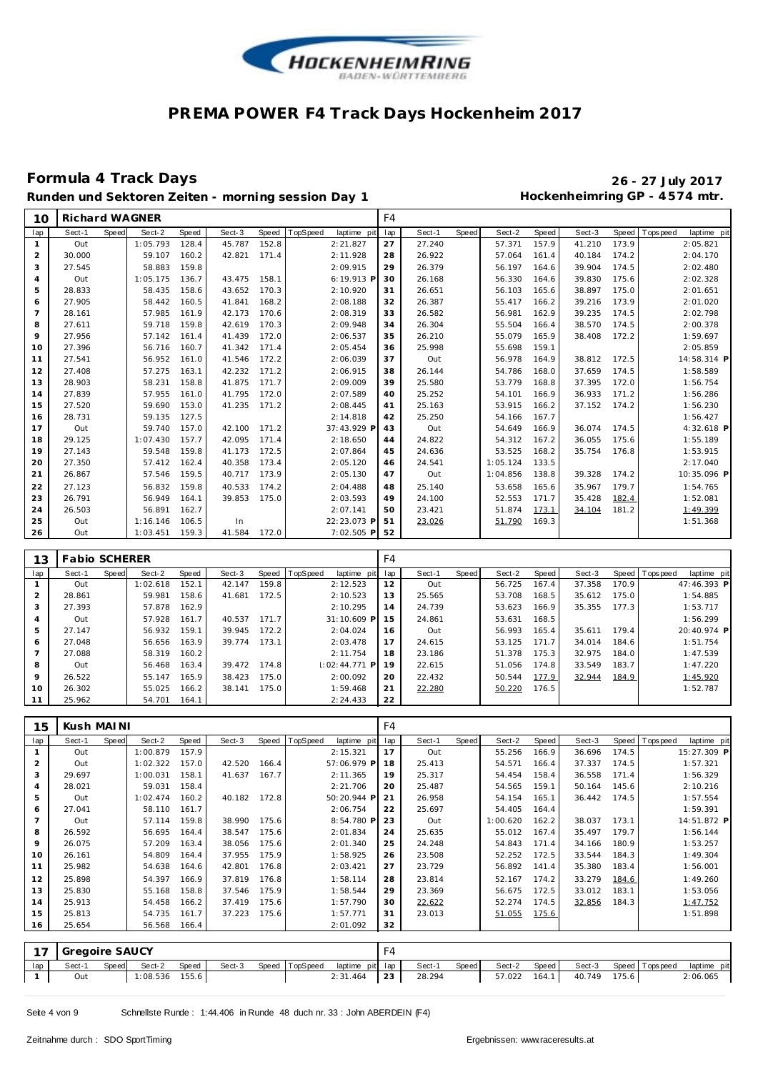# PREMA POWER F4 Track Days Hockenheim 2017

## Formula 4 Track Days

**26 - 27 July 2017**

**Runden und Sektoren Zeiten - morning session Day 1**

**Hockenheimring GP - 4574 mtr.**

| 10 | Richard WAGNER | | | | | | | | F4 | | | | | | | | | |
|---|---|---|---|---|---|---|---|---|---|---|---|---|---|---|---|---|---|---|
| lap | Sect-1 | Speed | Sect-2 | Speed | Sect-3 | Speed | TopSpeed | laptime pit | lap | Sect-1 | Speed | Sect-2 | Speed | Sect-3 | Speed | Topspeed | laptime pit |
| 1 | Out | | 1:05.793 | 128.4 | 45.787 | 152.8 | | 2:21.827 | 27 | 27.240 | | 57.371 | 157.9 | 41.210 | 173.9 | | 2:05.821 |
| 2 | 30.000 | | 59.107 | 160.2 | 42.821 | 171.4 | | 2:11.928 | 28 | 26.922 | | 57.064 | 161.4 | 40.184 | 174.2 | | 2:04.170 |
| 3 | 27.545 | | 58.883 | 159.8 | | | | 2:09.915 | 29 | 26.379 | | 56.197 | 164.6 | 39.904 | 174.5 | | 2:02.480 |
| 4 | Out | | 1:05.175 | 136.7 | 43.475 | 158.1 | | 6:19.913 P | 30 | 26.168 | | 56.330 | 164.6 | 39.830 | 175.6 | | 2:02.328 |
| 5 | 28.833 | | 58.435 | 158.6 | 43.652 | 170.3 | | 2:10.920 | 31 | 26.651 | | 56.103 | 165.6 | 38.897 | 175.0 | | 2:01.651 |
| 6 | 27.905 | | 58.442 | 160.5 | 41.841 | 168.2 | | 2:08.188 | 32 | 26.387 | | 55.417 | 166.2 | 39.216 | 173.9 | | 2:01.020 |
| 7 | 28.161 | | 57.985 | 161.9 | 42.173 | 170.6 | | 2:08.319 | 33 | 26.582 | | 56.981 | 162.9 | 39.235 | 174.5 | | 2:02.798 |
| 8 | 27.611 | | 59.718 | 159.8 | 42.619 | 170.3 | | 2:09.948 | 34 | 26.304 | | 55.504 | 166.4 | 38.570 | 174.5 | | 2:00.378 |
| 9 | 27.956 | | 57.142 | 161.4 | 41.439 | 172.0 | | 2:06.537 | 35 | 26.210 | | 55.079 | 165.9 | 38.408 | 172.2 | | 1:59.697 |
| 10 | 27.396 | | 56.716 | 160.7 | 41.342 | 171.4 | | 2:05.454 | 36 | 25.998 | | 55.698 | 159.1 | | | | 2:05.859 |
| 11 | 27.541 | | 56.952 | 161.0 | 41.546 | 172.2 | | 2:06.039 | 37 | Out | | 56.978 | 164.9 | 38.812 | 172.5 | | 14:58.314 P |
| 12 | 27.408 | | 57.275 | 163.1 | 42.232 | 171.2 | | 2:06.915 | 38 | 26.144 | | 54.786 | 168.0 | 37.659 | 174.5 | | 1:58.589 |
| 13 | 28.903 | | 58.231 | 158.8 | 41.875 | 171.7 | | 2:09.009 | 39 | 25.580 | | 53.779 | 168.8 | 37.395 | 172.0 | | 1:56.754 |
| 14 | 27.839 | | 57.955 | 161.0 | 41.795 | 172.0 | | 2:07.589 | 40 | 25.252 | | 54.101 | 166.9 | 36.933 | 171.2 | | 1:56.286 |
| 15 | 27.520 | | 59.690 | 153.0 | 41.235 | 171.2 | | 2:08.445 | 41 | 25.163 | | 53.915 | 166.2 | 37.152 | 174.2 | | 1:56.230 |
| 16 | 28.731 | | 59.135 | 127.5 | | | | 2:14.818 | 42 | 25.250 | | 54.166 | 167.7 | | | | 1:56.427 |
| 17 | Out | | 59.740 | 157.0 | 42.100 | 171.2 | | 37:43.929 P | 43 | Out | | 54.649 | 166.9 | 36.074 | 174.5 | | 4:32.618 P |
| 18 | 29.125 | | 1:07.430 | 157.7 | 42.095 | 171.4 | | 2:18.650 | 44 | 24.822 | | 54.312 | 167.2 | 36.055 | 175.6 | | 1:55.189 |
| 19 | 27.143 | | 59.548 | 159.8 | 41.173 | 172.5 | | 2:07.864 | 45 | 24.636 | | 53.525 | 168.2 | 35.754 | 176.8 | | 1:53.915 |
| 20 | 27.350 | | 57.412 | 162.4 | 40.358 | 173.4 | | 2:05.120 | 46 | 24.541 | | 1:05.124 | 133.5 | | | | 2:17.040 |
| 21 | 26.867 | | 57.546 | 159.5 | 40.717 | 173.9 | | 2:05.130 | 47 | Out | | 1:04.856 | 138.8 | 39.328 | 174.2 | | 10:35.096 P |
| 22 | 27.123 | | 56.832 | 159.8 | 40.533 | 174.2 | | 2:04.488 | 48 | 25.140 | | 53.658 | 165.6 | 35.967 | 179.7 | | 1:54.765 |
| 23 | 26.791 | | 56.949 | 164.1 | 39.853 | 175.0 | | 2:03.593 | 49 | 24.100 | | 52.553 | 171.7 | 35.428 | 182.4 | | 1:52.081 |
| 24 | 26.503 | | 56.891 | 162.7 | | | | 2:07.141 | 50 | 23.421 | | 51.874 | 173.1 | 34.104 | 181.2 | | 1:49.399 |
| 25 | Out | | 1:16.146 | 106.5 | In | | | 22:23.073 P | 51 | 23.026 | | 51.790 | 169.3 | | | | 1:51.368 |
| 26 | Out | | 1:03.451 | 159.3 | 41.584 | 172.0 | | 7:02.505 P | 52 | | | | | | | | |

| 13 | Fabio SCHERER | | | | | | | | F4 | | | | | | | | | |
|---|---|---|---|---|---|---|---|---|---|---|---|---|---|---|---|---|---|---|
| lap | Sect-1 | Speed | Sect-2 | Speed | Sect-3 | Speed | TopSpeed | laptime pit | lap | Sect-1 | Speed | Sect-2 | Speed | Sect-3 | Speed | Topspeed | laptime pit |
| 1 | Out | | 1:02.618 | 152.1 | 42.147 | 159.8 | | 2:12.523 | 12 | Out | | 56.725 | 167.4 | 37.358 | 170.9 | | 47:46.393 P |
| 2 | 28.861 | | 59.981 | 158.6 | 41.681 | 172.5 | | 2:10.523 | 13 | 25.565 | | 53.708 | 168.5 | 35.612 | 175.0 | | 1:54.885 |
| 3 | 27.393 | | 57.878 | 162.9 | | | | 2:10.295 | 14 | 24.739 | | 53.623 | 166.9 | 35.355 | 177.3 | | 1:53.717 |
| 4 | Out | | 57.928 | 161.7 | 40.537 | 171.7 | | 31:10.609 P | 15 | 24.861 | | 53.631 | 168.5 | | | | 1:56.299 |
| 5 | 27.147 | | 56.932 | 159.1 | 39.945 | 172.2 | | 2:04.024 | 16 | Out | | 56.993 | 165.4 | 35.611 | 179.4 | | 20:40.974 P |
| 6 | 27.048 | | 56.656 | 163.9 | 39.774 | 173.1 | | 2:03.478 | 17 | 24.615 | | 53.125 | 171.7 | 34.014 | 184.6 | | 1:51.754 |
| 7 | 27.088 | | 58.319 | 160.2 | | | | 2:11.754 | 18 | 23.186 | | 51.378 | 175.3 | 32.975 | 184.0 | | 1:47.539 |
| 8 | Out | | 56.468 | 163.4 | 39.472 | 174.8 | | 1:02:44.771 P | 19 | 22.615 | | 51.056 | 174.8 | 33.549 | 183.7 | | 1:47.220 |
| 9 | 26.522 | | 55.147 | 165.9 | 38.423 | 175.0 | | 2:00.092 | 20 | 22.432 | | 50.544 | 177.9 | 32.944 | 184.9 | | 1:45.920 |
| 10 | 26.302 | | 55.025 | 166.2 | 38.141 | 175.0 | | 1:59.468 | 21 | 22.280 | | 50.220 | 176.5 | | | | 1:52.787 |
| 11 | 25.962 | | 54.701 | 164.1 | | | | 2:24.433 | 22 | | | | | | | | |

| 15 | Kush MAINI | | | | | | | | F4 | | | | | | | | | |
|---|---|---|---|---|---|---|---|---|---|---|---|---|---|---|---|---|---|---|
| lap | Sect-1 | Speed | Sect-2 | Speed | Sect-3 | Speed | TopSpeed | laptime pit | lap | Sect-1 | Speed | Sect-2 | Speed | Sect-3 | Speed | Topspeed | laptime pit |
| 1 | Out | | 1:00.879 | 157.9 | | | | 2:15.321 | 17 | Out | | 55.256 | 166.9 | 36.696 | 174.5 | | 15:27.309 P |
| 2 | Out | | 1:02.322 | 157.0 | 42.520 | 166.4 | | 57:06.979 P | 18 | 25.413 | | 54.571 | 166.4 | 37.337 | 174.5 | | 1:57.321 |
| 3 | 29.697 | | 1:00.031 | 158.1 | 41.637 | 167.7 | | 2:11.365 | 19 | 25.317 | | 54.454 | 158.4 | 36.558 | 171.4 | | 1:56.329 |
| 4 | 28.021 | | 59.031 | 158.4 | | | | 2:21.706 | 20 | 25.487 | | 54.565 | 159.1 | 50.164 | 145.6 | | 2:10.216 |
| 5 | Out | | 1:02.474 | 160.2 | 40.182 | 172.8 | | 50:20.944 P | 21 | 26.958 | | 54.154 | 165.1 | 36.442 | 174.5 | | 1:57.554 |
| 6 | 27.041 | | 58.110 | 161.7 | | | | 2:06.754 | 22 | 25.697 | | 54.405 | 164.4 | | | | 1:59.391 |
| 7 | Out | | 57.114 | 159.8 | 38.990 | 175.6 | | 8:54.780 P | 23 | Out | | 1:00.620 | 162.2 | 38.037 | 173.1 | | 14:51.872 P |
| 8 | 26.592 | | 56.695 | 164.4 | 38.547 | 175.6 | | 2:01.834 | 24 | 25.635 | | 55.012 | 167.4 | 35.497 | 179.7 | | 1:56.144 |
| 9 | 26.075 | | 57.209 | 163.4 | 38.056 | 175.6 | | 2:01.340 | 25 | 24.248 | | 54.843 | 171.4 | 34.166 | 180.9 | | 1:53.257 |
| 10 | 26.161 | | 54.809 | 164.4 | 37.955 | 175.9 | | 1:58.925 | 26 | 23.508 | | 52.252 | 172.5 | 33.544 | 184.3 | | 1:49.304 |
| 11 | 25.982 | | 54.638 | 164.6 | 42.801 | 176.8 | | 2:03.421 | 27 | 23.729 | | 56.892 | 141.4 | 35.380 | 183.4 | | 1:56.001 |
| 12 | 25.898 | | 54.397 | 166.9 | 37.819 | 176.8 | | 1:58.114 | 28 | 23.814 | | 52.167 | 174.2 | 33.279 | 184.6 | | 1:49.260 |
| 13 | 25.830 | | 55.168 | 158.8 | 37.546 | 175.9 | | 1:58.544 | 29 | 23.369 | | 56.675 | 172.5 | 33.012 | 183.1 | | 1:53.056 |
| 14 | 25.913 | | 54.458 | 166.2 | 37.419 | 175.6 | | 1:57.790 | 30 | 22.622 | | 52.274 | 174.5 | 32.856 | 184.3 | | 1:47.752 |
| 15 | 25.813 | | 54.735 | 161.7 | 37.223 | 175.6 | | 1:57.771 | 31 | 23.013 | | 51.055 | 175.6 | | | | 1:51.898 |
| 16 | 25.654 | | 56.568 | 166.4 | | | | 2:01.092 | 32 | | | | | | | | |

| 17 | Gregoire SAUCY | | | | | | | | F4 | | | | | | | | | |
|---|---|---|---|---|---|---|---|---|---|---|---|---|---|---|---|---|---|---|
| lap | Sect-1 | Speed | Sect-2 | Speed | Sect-3 | Speed | TopSpeed | laptime pit | lap | Sect-1 | Speed | Sect-2 | Speed | Sect-3 | Speed | Topspeed | laptime pit |
| 1 | Out | | 1:08.536 | 155.6 | | | | 2:31.464 | 23 | 28.294 | | 57.022 | 164.1 | 40.749 | 175.6 | | 2:06.065 |

Schnellste Runde : 1:44.406 in Runde 48 duch nr. 33 : John ABERDEIN (F4)

Zeitnahme durch : SDO SportTiming

Ergebnissen: www.raceresults.at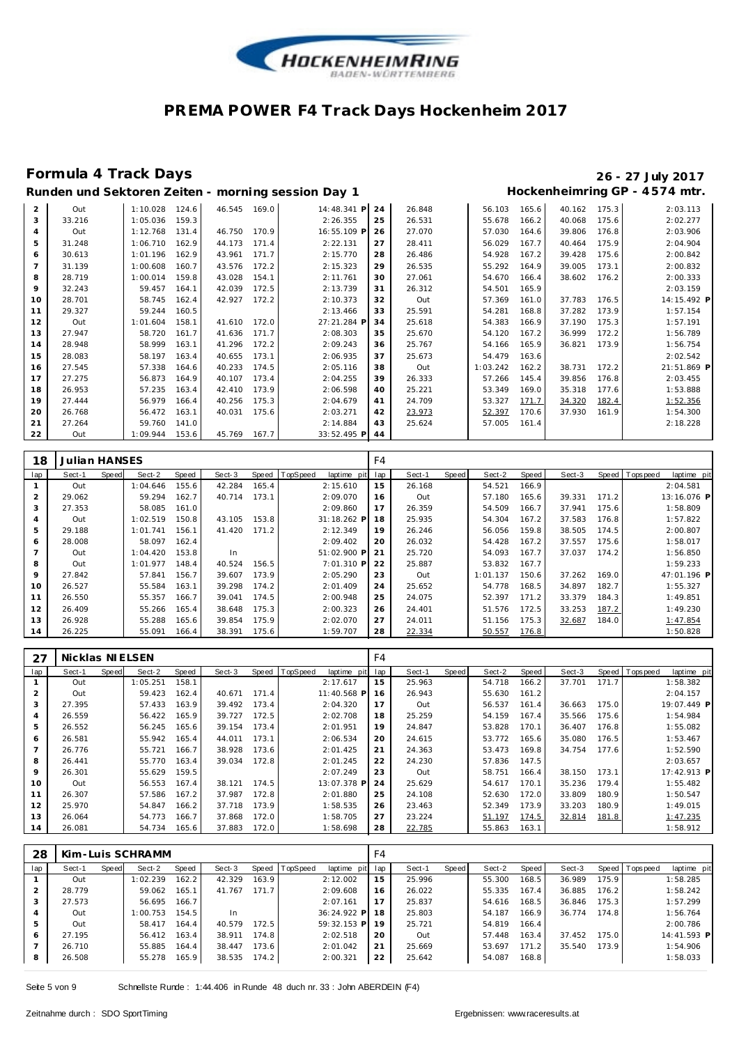# PREMA POWER F4 Track Days Hockenheim 2017

## Formula 4 Track Days

**26 - 27 July 2017**

**Runden und Sektoren Zeiten - morning session Day 1**

**Hockenheimring GP - 4574 mtr.**

| lap | Sect-1 | Speed | Sect-2 | Speed | Sect-3 | Speed | TopSpeed | laptime pit | lap | Sect-1 | Speed | Sect-2 | Speed | Sect-3 | Speed | Topspeed | laptime pit |
|---|---|---|---|---|---|---|---|---|---|---|---|---|---|---|---|---|---|
| 2 | Out | | 1:10.028 | 124.6 | 46.545 | 169.0 | | 14:48.341 P | 24 | 26.848 | | 56.103 | 165.6 | 40.162 | 175.3 | | 2:03.113 |
| 3 | 33.216 | | 1:05.036 | 159.3 | | | | 2:26.355 | 25 | 26.531 | | 55.678 | 166.2 | 40.068 | 175.6 | | 2:02.277 |
| 4 | Out | | 1:12.768 | 131.4 | 46.750 | 170.9 | | 16:55.109 P | 26 | 27.070 | | 57.030 | 164.6 | 39.806 | 176.8 | | 2:03.906 |
| 5 | 31.248 | | 1:06.710 | 162.9 | 44.173 | 171.4 | | 2:22.131 | 27 | 28.411 | | 56.029 | 167.7 | 40.464 | 175.9 | | 2:04.904 |
| 6 | 30.613 | | 1:01.196 | 162.9 | 43.961 | 171.7 | | 2:15.770 | 28 | 26.486 | | 54.928 | 167.2 | 39.428 | 175.6 | | 2:00.842 |
| 7 | 31.139 | | 1:00.608 | 160.7 | 43.576 | 172.2 | | 2:15.323 | 29 | 26.535 | | 55.292 | 164.9 | 39.005 | 173.1 | | 2:00.832 |
| 8 | 28.719 | | 1:00.014 | 159.8 | 43.028 | 154.1 | | 2:11.761 | 30 | 27.061 | | 54.670 | 166.4 | 38.602 | 176.2 | | 2:00.333 |
| 9 | 32.243 | | 59.457 | 164.1 | 42.039 | 172.5 | | 2:13.739 | 31 | 26.312 | | 54.501 | 165.9 | | | | 2:03.159 |
| 10 | 28.701 | | 58.745 | 162.4 | 42.927 | 172.2 | | 2:10.373 | 32 | Out | | 57.369 | 161.0 | 37.783 | 176.5 | | 14:15.492 P |
| 11 | 29.327 | | 59.244 | 160.5 | | | | 2:13.466 | 33 | 25.591 | | 54.281 | 168.8 | 37.282 | 173.9 | | 1:57.154 |
| 12 | Out | | 1:01.604 | 158.1 | 41.610 | 172.0 | | 27:21.284 P | 34 | 25.618 | | 54.383 | 166.9 | 37.190 | 175.3 | | 1:57.191 |
| 13 | 27.947 | | 58.720 | 161.7 | 41.636 | 171.7 | | 2:08.303 | 35 | 25.670 | | 54.120 | 167.2 | 36.999 | 172.2 | | 1:56.789 |
| 14 | 28.948 | | 58.999 | 163.1 | 41.296 | 172.2 | | 2:09.243 | 36 | 25.767 | | 54.166 | 165.9 | 36.821 | 173.9 | | 1:56.754 |
| 15 | 28.083 | | 58.197 | 163.4 | 40.655 | 173.1 | | 2:06.935 | 37 | 25.673 | | 54.479 | 163.6 | | | | 2:02.542 |
| 16 | 27.545 | | 57.338 | 164.6 | 40.233 | 174.5 | | 2:05.116 | 38 | Out | | 1:03.242 | 162.2 | 38.731 | 172.2 | | 21:51.869 P |
| 17 | 27.275 | | 56.873 | 164.9 | 40.107 | 173.4 | | 2:04.255 | 39 | 26.333 | | 57.266 | 145.4 | 39.856 | 176.8 | | 2:03.455 |
| 18 | 26.953 | | 57.235 | 163.4 | 42.410 | 173.9 | | 2:06.598 | 40 | 25.221 | | 53.349 | 169.0 | 35.318 | 177.6 | | 1:53.888 |
| 19 | 27.444 | | 56.979 | 166.4 | 40.256 | 175.3 | | 2:04.679 | 41 | 24.709 | | 53.327 | 171.7 | 34.320 | 182.4 | | 1:52.356 |
| 20 | 26.768 | | 56.472 | 163.1 | 40.031 | 175.6 | | 2:03.271 | 42 | 23.973 | | 52.397 | 170.6 | 37.930 | 161.9 | | 1:54.300 |
| 21 | 27.264 | | 59.760 | 141.0 | | | | 2:14.884 | 43 | 25.624 | | 57.005 | 161.4 | | | | 2:18.228 |
| 22 | Out | | 1:09.944 | 153.6 | 45.769 | 167.7 | | 33:52.495 P | 44 | | | | | | | | |

### 18 Julian HANSES — F4

| lap | Sect-1 | Speed | Sect-2 | Speed | Sect-3 | Speed | TopSpeed | laptime pit | lap | Sect-1 | Speed | Sect-2 | Speed | Sect-3 | Speed | Topspeed | laptime pit |
|---|---|---|---|---|---|---|---|---|---|---|---|---|---|---|---|---|---|
| 1 | Out | | 1:04.646 | 155.6 | 42.284 | 165.4 | | 2:15.610 | 15 | 26.168 | | 54.521 | 166.9 | | | | 2:04.581 |
| 2 | 29.062 | | 59.294 | 162.7 | 40.714 | 173.1 | | 2:09.070 | 16 | Out | | 57.180 | 165.6 | 39.331 | 171.2 | | 13:16.076 P |
| 3 | 27.353 | | 58.085 | 161.0 | | | | 2:09.860 | 17 | 26.359 | | 54.509 | 166.7 | 37.941 | 175.6 | | 1:58.809 |
| 4 | Out | | 1:02.519 | 150.8 | 43.105 | 153.8 | | 31:18.262 P | 18 | 25.935 | | 54.304 | 167.2 | 37.583 | 176.8 | | 1:57.822 |
| 5 | 29.188 | | 1:01.741 | 156.1 | 41.420 | 171.2 | | 2:12.349 | 19 | 26.246 | | 56.056 | 159.8 | 38.505 | 174.5 | | 2:00.807 |
| 6 | 28.008 | | 58.097 | 162.4 | | | | 2:09.402 | 20 | 26.032 | | 54.428 | 167.2 | 37.557 | 175.6 | | 1:58.017 |
| 7 | Out | | 1:04.420 | 153.8 | In | | | 51:02.900 P | 21 | 25.720 | | 54.093 | 167.7 | 37.037 | 174.2 | | 1:56.850 |
| 8 | Out | | 1:01.977 | 148.4 | 40.524 | 156.5 | | 7:01.310 P | 22 | 25.887 | | 53.832 | 167.7 | | | | 1:59.233 |
| 9 | 27.842 | | 57.841 | 156.7 | 39.607 | 173.9 | | 2:05.290 | 23 | Out | | 1:01.137 | 150.6 | 37.262 | 169.0 | | 47:01.196 P |
| 10 | 26.527 | | 55.584 | 163.1 | 39.298 | 174.2 | | 2:01.409 | 24 | 25.652 | | 54.778 | 168.5 | 34.897 | 182.7 | | 1:55.327 |
| 11 | 26.550 | | 55.357 | 166.7 | 39.041 | 174.5 | | 2:00.948 | 25 | 24.075 | | 52.397 | 171.2 | 33.379 | 184.3 | | 1:49.851 |
| 12 | 26.409 | | 55.266 | 165.4 | 38.648 | 175.3 | | 2:00.323 | 26 | 24.401 | | 51.576 | 172.5 | 33.253 | 187.2 | | 1:49.230 |
| 13 | 26.928 | | 55.288 | 165.6 | 39.854 | 175.9 | | 2:02.070 | 27 | 24.011 | | 51.156 | 175.3 | 32.687 | 184.0 | | 1:47.854 |
| 14 | 26.225 | | 55.091 | 166.4 | 38.391 | 175.6 | | 1:59.707 | 28 | 22.334 | | 50.557 | 176.8 | | | | 1:50.828 |

### 27 Nicklas NIELSEN — F4

| lap | Sect-1 | Speed | Sect-2 | Speed | Sect-3 | Speed | TopSpeed | laptime pit | lap | Sect-1 | Speed | Sect-2 | Speed | Sect-3 | Speed | Topspeed | laptime pit |
|---|---|---|---|---|---|---|---|---|---|---|---|---|---|---|---|---|---|
| 1 | Out | | 1:05.251 | 158.1 | | | | 2:17.617 | 15 | 25.963 | | 54.718 | 166.2 | 37.701 | 171.7 | | 1:58.382 |
| 2 | Out | | 59.423 | 162.4 | 40.671 | 171.4 | | 11:40.568 P | 16 | 26.943 | | 55.630 | 161.2 | | | | 2:04.157 |
| 3 | 27.395 | | 57.433 | 163.9 | 39.492 | 173.4 | | 2:04.320 | 17 | Out | | 56.537 | 161.4 | 36.663 | 175.0 | | 19:07.449 P |
| 4 | 26.559 | | 56.422 | 165.9 | 39.727 | 172.5 | | 2:02.708 | 18 | 25.259 | | 54.159 | 167.4 | 35.566 | 175.6 | | 1:54.984 |
| 5 | 26.552 | | 56.245 | 165.6 | 39.154 | 173.4 | | 2:01.951 | 19 | 24.847 | | 53.828 | 170.1 | 36.407 | 176.8 | | 1:55.082 |
| 6 | 26.581 | | 55.942 | 165.4 | 44.011 | 173.1 | | 2:06.534 | 20 | 24.615 | | 53.772 | 165.6 | 35.080 | 176.5 | | 1:53.467 |
| 7 | 26.776 | | 55.721 | 166.7 | 38.928 | 173.6 | | 2:01.425 | 21 | 24.363 | | 53.473 | 169.8 | 34.754 | 177.6 | | 1:52.590 |
| 8 | 26.441 | | 55.770 | 163.4 | 39.034 | 172.8 | | 2:01.245 | 22 | 24.230 | | 57.836 | 147.5 | | | | 2:03.657 |
| 9 | 26.301 | | 55.629 | 159.5 | | | | 2:07.249 | 23 | Out | | 58.751 | 166.4 | 38.150 | 173.1 | | 17:42.913 P |
| 10 | Out | | 56.553 | 167.4 | 38.121 | 174.5 | | 13:07.378 P | 24 | 25.629 | | 54.617 | 170.1 | 35.236 | 179.4 | | 1:55.482 |
| 11 | 26.307 | | 57.586 | 167.2 | 37.987 | 172.8 | | 2:01.880 | 25 | 24.108 | | 52.630 | 172.0 | 33.809 | 180.9 | | 1:50.547 |
| 12 | 25.970 | | 54.847 | 166.2 | 37.718 | 173.9 | | 1:58.535 | 26 | 23.463 | | 52.349 | 173.9 | 33.203 | 180.9 | | 1:49.015 |
| 13 | 26.064 | | 54.773 | 166.7 | 37.868 | 172.0 | | 1:58.705 | 27 | 23.224 | | 51.197 | 174.5 | 32.814 | 181.8 | | 1:47.235 |
| 14 | 26.081 | | 54.734 | 165.6 | 37.883 | 172.0 | | 1:58.698 | 28 | 22.785 | | 55.863 | 163.1 | | | | 1:58.912 |

### 28 Kim-Luis SCHRAMM — F4

| lap | Sect-1 | Speed | Sect-2 | Speed | Sect-3 | Speed | TopSpeed | laptime pit | lap | Sect-1 | Speed | Sect-2 | Speed | Sect-3 | Speed | Topspeed | laptime pit |
|---|---|---|---|---|---|---|---|---|---|---|---|---|---|---|---|---|---|
| 1 | Out | | 1:02.239 | 162.2 | 42.329 | 163.9 | | 2:12.002 | 15 | 25.996 | | 55.300 | 168.5 | 36.989 | 175.9 | | 1:58.285 |
| 2 | 28.779 | | 59.062 | 165.1 | 41.767 | 171.7 | | 2:09.608 | 16 | 26.022 | | 55.335 | 167.4 | 36.885 | 176.2 | | 1:58.242 |
| 3 | 27.573 | | 56.695 | 166.7 | | | | 2:07.161 | 17 | 25.837 | | 54.616 | 168.5 | 36.846 | 175.3 | | 1:57.299 |
| 4 | Out | | 1:00.753 | 154.5 | In | | | 36:24.922 P | 18 | 25.803 | | 54.187 | 166.9 | 36.774 | 174.8 | | 1:56.764 |
| 5 | Out | | 58.417 | 164.4 | 40.579 | 172.5 | | 59:32.153 P | 19 | 25.721 | | 54.819 | 166.4 | | | | 2:00.786 |
| 6 | 27.195 | | 56.412 | 163.4 | 38.911 | 174.8 | | 2:02.518 | 20 | Out | | 57.448 | 163.4 | 37.452 | 175.0 | | 14:41.593 P |
| 7 | 26.710 | | 55.885 | 164.4 | 38.447 | 173.6 | | 2:01.042 | 21 | 25.669 | | 53.697 | 171.2 | 35.540 | 173.9 | | 1:54.906 |
| 8 | 26.508 | | 55.278 | 165.9 | 38.535 | 174.2 | | 2:00.321 | 22 | 25.642 | | 54.087 | 168.8 | | | | 1:58.033 |

Schnellste Runde : 1:44.406 in Runde 48 duch nr. 33 : John ABERDEIN (F4)

Zeitnahme durch : SDO SportTiming

Ergebnissen: www.raceresults.at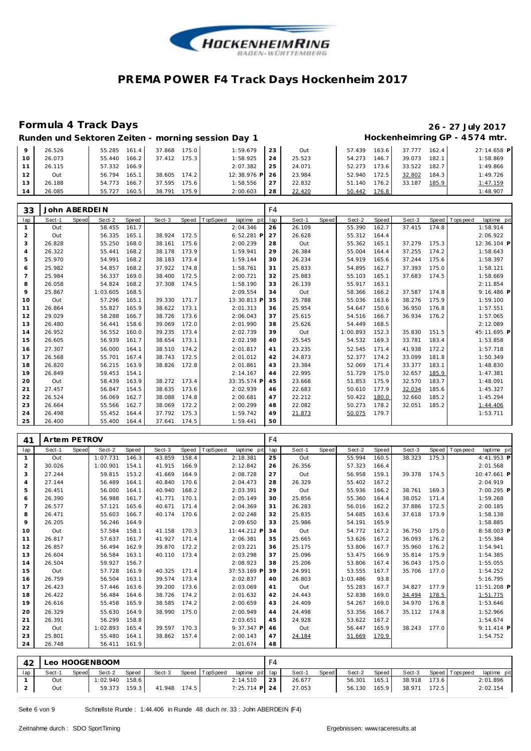# PREMA POWER F4 Track Days Hockenheim 2017

## Formula 4 Track Days

**26 - 27 July 2017**

### Runden und Sektoren Zeiten - morning session Day 1

**Hockenheimring GP - 4574 mtr.**

| lap | Sect-1 | Speed | Sect-2 | Speed | Sect-3 | Speed | TopSpeed | laptime pit | lap | Sect-1 | Speed | Sect-2 | Speed | Sect-3 | Speed | Topspeed | laptime pit |
|---|---|---|---|---|---|---|---|---|---|---|---|---|---|---|---|---|---|
| 9 | 26.526 | | 55.285 | 161.4 | 37.868 | 175.0 | | 1:59.679 | 23 | Out | | 57.439 | 163.6 | 37.777 | 162.4 | | 27:14.658 P |
| 10 | 26.073 | | 55.440 | 166.2 | 37.412 | 175.3 | | 1:58.925 | 24 | 25.523 | | 54.273 | 146.7 | 39.073 | 182.1 | | 1:58.869 |
| 11 | 26.115 | | 57.332 | 166.9 | | | | 2:07.382 | 25 | 24.071 | | 52.273 | 173.6 | 33.522 | 182.7 | | 1:49.866 |
| 12 | Out | | 56.794 | 165.1 | 38.605 | 174.2 | | 12:38.976 P | 26 | 23.984 | | 52.940 | 172.5 | 32.802 | 184.3 | | 1:49.726 |
| 13 | 26.188 | | 54.773 | 166.7 | 37.595 | 175.6 | | 1:58.556 | 27 | 22.832 | | 51.140 | 176.2 | 33.187 | 185.9 | | 1:47.159 |
| 14 | 26.085 | | 55.727 | 160.5 | 38.791 | 175.9 | | 2:00.603 | 28 | 22.420 | | 50.442 | 176.8 | | | | 1:48.907 |

**33 John ABERDEIN** — F4

| lap | Sect-1 | Speed | Sect-2 | Speed | Sect-3 | Speed | TopSpeed | laptime pit | lap | Sect-1 | Speed | Sect-2 | Speed | Sect-3 | Speed | Topspeed | laptime pit |
|---|---|---|---|---|---|---|---|---|---|---|---|---|---|---|---|---|---|
| 1 | Out | | 58.455 | 161.7 | | | | 2:04.346 | 26 | 26.109 | | 55.390 | 162.7 | 37.415 | 174.8 | | 1:58.914 |
| 2 | Out | | 56.335 | 165.1 | 38.924 | 172.5 | | 6:52.281 P | 27 | 26.628 | | 55.312 | 164.4 | | | | 2:06.922 |
| 3 | 26.828 | | 55.250 | 168.0 | 38.161 | 175.6 | | 2:00.239 | 28 | Out | | 55.362 | 165.1 | 37.279 | 175.3 | | 12:36.104 P |
| 4 | 26.322 | | 55.441 | 168.2 | 38.178 | 173.9 | | 1:59.941 | 29 | 26.384 | | 55.004 | 164.4 | 37.255 | 174.2 | | 1:58.643 |
| 5 | 25.970 | | 54.991 | 168.2 | 38.183 | 173.4 | | 1:59.144 | 30 | 26.234 | | 54.919 | 165.6 | 37.244 | 175.6 | | 1:58.397 |
| 6 | 25.982 | | 54.857 | 168.2 | 37.922 | 174.8 | | 1:58.761 | 31 | 25.833 | | 54.895 | 162.7 | 37.393 | 175.0 | | 1:58.121 |
| 7 | 25.984 | | 56.337 | 169.0 | 38.400 | 172.5 | | 2:00.721 | 32 | 25.883 | | 55.103 | 165.1 | 37.683 | 174.5 | | 1:58.669 |
| 8 | 26.058 | | 54.824 | 168.2 | 37.308 | 174.5 | | 1:58.190 | 33 | 26.139 | | 55.917 | 163.1 | | | | 2:11.854 |
| 9 | 25.867 | | 1:03.605 | 168.5 | | | | 2:09.554 | 34 | Out | | 58.366 | 166.2 | 37.587 | 174.8 | | 9:16.486 P |
| 10 | Out | | 57.296 | 165.1 | 39.330 | 171.7 | | 13:30.813 P | 35 | 25.788 | | 55.036 | 163.6 | 38.276 | 175.9 | | 1:59.100 |
| 11 | 26.864 | | 55.827 | 165.9 | 38.622 | 173.1 | | 2:01.313 | 36 | 25.954 | | 54.647 | 150.6 | 36.950 | 176.8 | | 1:57.551 |
| 12 | 29.029 | | 58.288 | 166.7 | 38.726 | 173.6 | | 2:06.043 | 37 | 25.615 | | 54.516 | 166.7 | 36.934 | 176.2 | | 1:57.065 |
| 13 | 26.480 | | 56.441 | 158.6 | 39.069 | 172.0 | | 2:01.990 | 38 | 25.626 | | 54.449 | 168.5 | | | | 2:12.089 |
| 14 | 26.952 | | 56.552 | 160.0 | 39.235 | 173.4 | | 2:02.739 | 39 | Out | | 1:00.893 | 152.3 | 35.830 | 151.5 | | 45:11.695 P |
| 15 | 26.605 | | 56.939 | 161.7 | 38.654 | 173.1 | | 2:02.198 | 40 | 25.545 | | 54.532 | 169.3 | 33.781 | 183.4 | | 1:53.858 |
| 16 | 27.307 | | 56.000 | 164.1 | 38.510 | 174.2 | | 2:01.817 | 41 | 23.235 | | 52.545 | 171.4 | 41.938 | 172.2 | | 1:57.718 |
| 17 | 26.568 | | 55.701 | 167.4 | 38.743 | 172.5 | | 2:01.012 | 42 | 24.873 | | 52.377 | 174.2 | 33.099 | 181.8 | | 1:50.349 |
| 18 | 26.820 | | 56.215 | 163.9 | 38.826 | 172.8 | | 2:01.861 | 43 | 23.384 | | 52.069 | 171.4 | 33.377 | 183.1 | | 1:48.830 |
| 19 | 26.849 | | 59.453 | 154.1 | | | | 2:14.167 | 44 | 22.995 | | 51.729 | 175.0 | 32.657 | 185.9 | | 1:47.381 |
| 20 | Out | | 58.439 | 163.9 | 38.272 | 173.4 | | 33:35.574 P | 45 | 23.668 | | 51.853 | 175.9 | 32.570 | 183.7 | | 1:48.091 |
| 21 | 27.457 | | 56.847 | 154.5 | 38.635 | 173.6 | | 2:02.939 | 46 | 22.683 | | 50.610 | 177.9 | 32.034 | 185.6 | | 1:45.327 |
| 22 | 26.524 | | 56.069 | 162.7 | 38.088 | 174.8 | | 2:00.681 | 47 | 22.212 | | 50.422 | 180.0 | 32.660 | 185.2 | | 1:45.294 |
| 23 | 26.664 | | 55.566 | 162.7 | 38.069 | 172.2 | | 2:00.299 | 48 | 22.082 | | 50.273 | 178.2 | 32.051 | 185.2 | | 1:44.406 |
| 24 | 26.498 | | 55.452 | 164.4 | 37.792 | 175.3 | | 1:59.742 | 49 | 21.873 | | 50.075 | 179.7 | | | | 1:53.711 |
| 25 | 26.400 | | 55.400 | 164.4 | 37.641 | 174.5 | | 1:59.441 | 50 | | | | | | | | |

**41 Artem PETROV** — F4

| lap | Sect-1 | Speed | Sect-2 | Speed | Sect-3 | Speed | TopSpeed | laptime pit | lap | Sect-1 | Speed | Sect-2 | Speed | Sect-3 | Speed | Topspeed | laptime pit |
|---|---|---|---|---|---|---|---|---|---|---|---|---|---|---|---|---|---|
| 1 | Out | | 1:07.731 | 146.3 | 43.859 | 158.4 | | 2:18.381 | 25 | Out | | 55.994 | 160.5 | 38.323 | 175.3 | | 4:41.953 P |
| 2 | 30.026 | | 1:00.901 | 154.1 | 41.915 | 166.9 | | 2:12.842 | 26 | 26.356 | | 57.323 | 166.4 | | | | 2:01.568 |
| 3 | 27.244 | | 59.815 | 153.2 | 41.669 | 164.9 | | 2:08.728 | 27 | Out | | 56.958 | 159.1 | 39.378 | 174.5 | | 10:47.661 P |
| 4 | 27.144 | | 56.489 | 164.1 | 40.840 | 170.6 | | 2:04.473 | 28 | 26.329 | | 55.402 | 167.2 | | | | 2:04.919 |
| 5 | 26.451 | | 56.000 | 164.1 | 40.940 | 168.2 | | 2:03.391 | 29 | Out | | 55.936 | 166.2 | 38.761 | 169.3 | | 7:00.295 P |
| 6 | 26.390 | | 56.988 | 161.7 | 41.771 | 170.1 | | 2:05.149 | 30 | 25.856 | | 55.360 | 164.4 | 38.052 | 171.4 | | 1:59.268 |
| 7 | 26.577 | | 57.121 | 165.6 | 40.671 | 171.4 | | 2:04.369 | 31 | 26.283 | | 56.016 | 162.2 | 37.886 | 172.5 | | 2:00.185 |
| 8 | 26.471 | | 55.603 | 166.7 | 40.174 | 170.6 | | 2:02.248 | 32 | 25.835 | | 54.685 | 163.6 | 37.618 | 173.9 | | 1:58.138 |
| 9 | 26.205 | | 56.246 | 164.9 | | | | 2:09.650 | 33 | 25.986 | | 54.191 | 165.9 | | | | 1:58.885 |
| 10 | Out | | 57.584 | 158.1 | 41.158 | 170.3 | | 11:44.212 P | 34 | Out | | 54.772 | 167.2 | 36.750 | 175.0 | | 8:58.003 P |
| 11 | 26.817 | | 57.637 | 161.7 | 41.927 | 171.4 | | 2:06.381 | 35 | 25.665 | | 53.626 | 167.2 | 36.093 | 176.2 | | 1:55.384 |
| 12 | 26.857 | | 56.494 | 162.9 | 39.870 | 172.2 | | 2:03.221 | 36 | 25.175 | | 53.806 | 167.7 | 35.960 | 176.2 | | 1:54.941 |
| 13 | 26.604 | | 56.584 | 163.1 | 40.110 | 173.4 | | 2:03.298 | 37 | 25.096 | | 53.475 | 166.9 | 35.814 | 175.9 | | 1:54.385 |
| 14 | 26.504 | | 59.927 | 156.7 | | | | 2:08.923 | 38 | 25.206 | | 53.806 | 167.4 | 36.043 | 175.0 | | 1:55.055 |
| 15 | Out | | 57.728 | 161.9 | 40.325 | 171.4 | | 37:53.169 P | 39 | 24.991 | | 53.555 | 167.7 | 35.706 | 177.0 | | 1:54.252 |
| 16 | 26.759 | | 56.504 | 163.1 | 39.574 | 173.4 | | 2:02.837 | 40 | 26.803 | | 1:03.486 | 93.8 | | | | 5:16.795 |
| 17 | 26.423 | | 57.446 | 163.6 | 39.200 | 173.6 | | 2:03.069 | 41 | Out | | 55.283 | 167.7 | 34.827 | 177.9 | | 11:51.208 P |
| 18 | 26.422 | | 56.484 | 164.6 | 38.726 | 174.2 | | 2:01.632 | 42 | 24.443 | | 52.838 | 169.0 | 34.494 | 178.5 | | 1:51.775 |
| 19 | 26.616 | | 55.458 | 165.9 | 38.585 | 174.2 | | 2:00.659 | 43 | 24.409 | | 54.267 | 169.0 | 34.970 | 176.8 | | 1:53.646 |
| 20 | 26.329 | | 55.630 | 164.9 | 38.990 | 175.0 | | 2:00.949 | 44 | 24.498 | | 53.356 | 166.7 | 35.112 | 174.8 | | 1:52.966 |
| 21 | 26.391 | | 56.299 | 158.8 | | | | 2:03.651 | 45 | 24.928 | | 53.622 | 167.2 | | | | 1:54.674 |
| 22 | Out | | 1:02.893 | 165.4 | 39.597 | 170.3 | | 9:37.347 P | 46 | Out | | 56.447 | 165.9 | 38.243 | 177.0 | | 9:11.414 P |
| 23 | 25.801 | | 55.480 | 164.1 | 38.862 | 157.4 | | 2:00.143 | 47 | 24.184 | | 51.669 | 170.9 | | | | 1:54.752 |
| 24 | 26.748 | | 56.411 | 161.9 | | | | 2:01.674 | 48 | | | | | | | | |

**42 Leo HOOGENBOOM** — F4

| lap | Sect-1 | Speed | Sect-2 | Speed | Sect-3 | Speed | TopSpeed | laptime pit | lap | Sect-1 | Speed | Sect-2 | Speed | Sect-3 | Speed | Topspeed | laptime pit |
|---|---|---|---|---|---|---|---|---|---|---|---|---|---|---|---|---|---|
| 1 | Out | | 1:02.940 | 158.6 | | | | 2:14.510 | 23 | 26.677 | | 56.301 | 165.1 | 38.918 | 173.6 | | 2:01.896 |
| 2 | Out | | 59.373 | 159.3 | 41.948 | 174.5 | | 7:25.714 P | 24 | 27.053 | | 56.130 | 165.9 | 38.971 | 172.5 | | 2:02.154 |

Schnellste Runde : 1:44.406 in Runde 48 duch nr. 33 : John ABERDEIN (F4)

Zeitnahme durch : SDO SportTiming — Ergebnissen: www.raceresults.at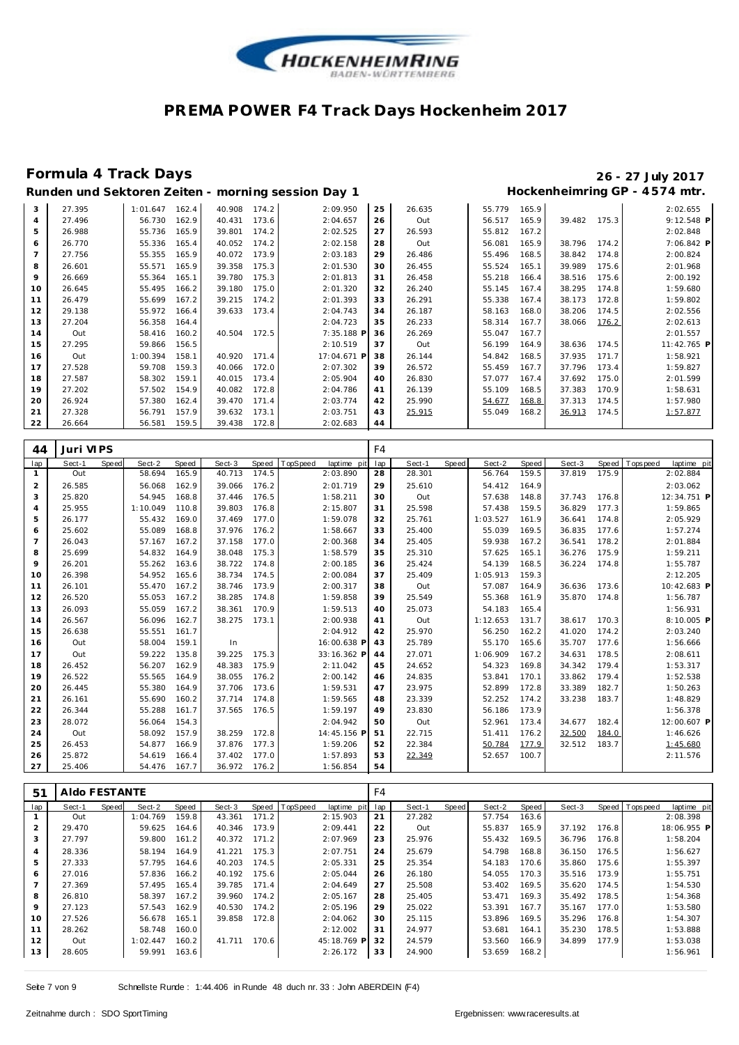# PREMA POWER F4 Track Days Hockenheim 2017

## Formula 4 Track Days

**26 - 27 July 2017**

**Runden und Sektoren Zeiten - morning session Day 1**

**Hockenheimring GP - 4574 mtr.**

| lap | Sect-1 | Speed | Sect-2 | Speed | Sect-3 | Speed | TopSpeed | laptime pit | lap | Sect-1 | Speed | Sect-2 | Speed | Sect-3 | Speed | Topspeed | laptime pit |
|---|---|---|---|---|---|---|---|---|---|---|---|---|---|---|---|---|---|
| 3 | 27.395 | | 1:01.647 | 162.4 | 40.908 | 174.2 | | 2:09.950 | 25 | 26.635 | | 55.779 | 165.9 | | | | 2:02.655 |
| 4 | 27.496 | | 56.730 | 162.9 | 40.431 | 173.6 | | 2:04.657 | 26 | Out | | 56.517 | 165.9 | 39.482 | 175.3 | | 9:12.548 P |
| 5 | 26.988 | | 55.736 | 165.9 | 39.801 | 174.2 | | 2:02.525 | 27 | 26.593 | | 55.812 | 167.2 | | | | 2:02.848 |
| 6 | 26.770 | | 55.336 | 165.4 | 40.052 | 174.2 | | 2:02.158 | 28 | Out | | 56.081 | 165.9 | 38.796 | 174.2 | | 7:06.842 P |
| 7 | 27.756 | | 55.355 | 165.9 | 40.072 | 173.9 | | 2:03.183 | 29 | 26.486 | | 55.496 | 168.5 | 38.842 | 174.8 | | 2:00.824 |
| 8 | 26.601 | | 55.571 | 165.9 | 39.358 | 175.3 | | 2:01.530 | 30 | 26.455 | | 55.524 | 165.1 | 39.989 | 175.6 | | 2:01.968 |
| 9 | 26.669 | | 55.364 | 165.1 | 39.780 | 175.3 | | 2:01.813 | 31 | 26.458 | | 55.218 | 166.4 | 38.516 | 175.6 | | 2:00.192 |
| 10 | 26.645 | | 55.495 | 166.2 | 39.180 | 175.0 | | 2:01.320 | 32 | 26.240 | | 55.145 | 167.4 | 38.295 | 174.8 | | 1:59.680 |
| 11 | 26.479 | | 55.699 | 167.2 | 39.215 | 174.2 | | 2:01.393 | 33 | 26.291 | | 55.338 | 167.4 | 38.173 | 172.8 | | 1:59.802 |
| 12 | 29.138 | | 55.972 | 166.4 | 39.633 | 173.4 | | 2:04.743 | 34 | 26.187 | | 58.163 | 168.0 | 38.206 | 174.5 | | 2:02.556 |
| 13 | 27.204 | | 56.358 | 164.4 | | | | 2:04.723 | 35 | 26.233 | | 58.314 | 167.7 | 38.066 | 176.2 | | 2:02.613 |
| 14 | Out | | 58.416 | 160.2 | 40.504 | 172.5 | | 7:35.188 P | 36 | 26.269 | | 55.047 | 167.7 | | | | 2:01.557 |
| 15 | 27.295 | | 59.866 | 156.5 | | | | 2:10.519 | 37 | Out | | 56.199 | 164.9 | 38.636 | 174.5 | | 11:42.765 P |
| 16 | Out | | 1:00.394 | 158.1 | 40.920 | 171.4 | | 17:04.671 P | 38 | 26.144 | | 54.842 | 168.5 | 37.935 | 171.7 | | 1:58.921 |
| 17 | 27.528 | | 59.708 | 159.3 | 40.066 | 172.0 | | 2:07.302 | 39 | 26.572 | | 55.459 | 167.7 | 37.796 | 173.4 | | 1:59.827 |
| 18 | 27.587 | | 58.302 | 159.1 | 40.015 | 173.4 | | 2:05.904 | 40 | 26.830 | | 57.077 | 167.4 | 37.692 | 175.0 | | 2:01.599 |
| 19 | 27.202 | | 57.502 | 154.9 | 40.082 | 172.8 | | 2:04.786 | 41 | 26.139 | | 55.109 | 168.5 | 37.383 | 170.9 | | 1:58.631 |
| 20 | 26.924 | | 57.380 | 162.4 | 39.470 | 171.4 | | 2:03.774 | 42 | 25.990 | | 54.677 | 168.8 | 37.313 | 174.5 | | 1:57.980 |
| 21 | 27.328 | | 56.791 | 157.9 | 39.632 | 173.1 | | 2:03.751 | 43 | 25.915 | | 55.049 | 168.2 | 36.913 | 174.5 | | 1:57.877 |
| 22 | 26.664 | | 56.581 | 159.5 | 39.438 | 172.8 | | 2:02.683 | 44 | | | | | | | | |

### 44 Juri VIPS (F4)

| lap | Sect-1 | Speed | Sect-2 | Speed | Sect-3 | Speed | TopSpeed | laptime pit | lap | Sect-1 | Speed | Sect-2 | Speed | Sect-3 | Speed | Topspeed | laptime pit |
|---|---|---|---|---|---|---|---|---|---|---|---|---|---|---|---|---|---|
| 1 | Out | | 58.694 | 165.9 | 40.713 | 174.5 | | 2:03.890 | 28 | 28.301 | | 56.764 | 159.5 | 37.819 | 175.9 | | 2:02.884 |
| 2 | 26.585 | | 56.068 | 162.9 | 39.066 | 176.2 | | 2:01.719 | 29 | 25.610 | | 54.412 | 164.9 | | | | 2:03.062 |
| 3 | 25.820 | | 54.945 | 168.8 | 37.446 | 176.5 | | 1:58.211 | 30 | Out | | 57.638 | 148.8 | 37.743 | 176.8 | | 12:34.751 P |
| 4 | 25.955 | | 1:10.049 | 110.8 | 39.803 | 176.8 | | 2:15.807 | 31 | 25.598 | | 57.438 | 159.5 | 36.829 | 177.3 | | 1:59.865 |
| 5 | 26.177 | | 55.432 | 169.0 | 37.469 | 177.0 | | 1:59.078 | 32 | 25.761 | | 1:03.527 | 161.9 | 36.641 | 174.8 | | 2:05.929 |
| 6 | 25.602 | | 55.089 | 168.8 | 37.976 | 176.2 | | 1:58.667 | 33 | 25.400 | | 55.039 | 169.5 | 36.835 | 177.6 | | 1:57.274 |
| 7 | 26.043 | | 57.167 | 167.2 | 37.158 | 177.0 | | 2:00.368 | 34 | 25.405 | | 59.938 | 167.2 | 36.541 | 178.2 | | 2:01.884 |
| 8 | 25.699 | | 54.832 | 164.9 | 38.048 | 175.3 | | 1:58.579 | 35 | 25.310 | | 57.625 | 165.1 | 36.276 | 175.9 | | 1:59.211 |
| 9 | 26.201 | | 55.262 | 163.6 | 38.722 | 174.8 | | 2:00.185 | 36 | 25.424 | | 54.139 | 168.5 | 36.224 | 174.8 | | 1:55.787 |
| 10 | 26.398 | | 54.952 | 165.6 | 38.734 | 174.5 | | 2:00.084 | 37 | 25.409 | | 1:05.913 | 159.3 | | | | 2:12.205 |
| 11 | 26.101 | | 55.470 | 167.2 | 38.746 | 173.9 | | 2:00.317 | 38 | Out | | 57.087 | 164.9 | 36.636 | 173.6 | | 10:42.683 P |
| 12 | 26.520 | | 55.053 | 167.2 | 38.285 | 174.8 | | 1:59.858 | 39 | 25.549 | | 55.368 | 161.9 | 35.870 | 174.8 | | 1:56.787 |
| 13 | 26.093 | | 55.059 | 167.2 | 38.361 | 170.9 | | 1:59.513 | 40 | 25.073 | | 54.183 | 165.4 | | | | 1:56.931 |
| 14 | 26.567 | | 56.096 | 162.7 | 38.275 | 173.1 | | 2:00.938 | 41 | Out | | 1:12.653 | 131.7 | 38.617 | 170.3 | | 8:10.005 P |
| 15 | 26.638 | | 55.551 | 161.7 | | | | 2:04.912 | 42 | 25.970 | | 56.250 | 162.2 | 41.020 | 174.2 | | 2:03.240 |
| 16 | Out | | 58.004 | 159.1 | In | | | 16:00.638 P | 43 | 25.789 | | 55.170 | 165.6 | 35.707 | 177.6 | | 1:56.666 |
| 17 | Out | | 59.222 | 135.8 | 39.225 | 175.3 | | 33:16.362 P | 44 | 27.071 | | 1:06.909 | 167.2 | 34.631 | 178.5 | | 2:08.611 |
| 18 | 26.452 | | 56.207 | 162.9 | 48.383 | 175.9 | | 2:11.042 | 45 | 24.652 | | 54.323 | 169.8 | 34.342 | 179.4 | | 1:53.317 |
| 19 | 26.522 | | 55.565 | 164.9 | 38.055 | 176.2 | | 2:00.142 | 46 | 24.835 | | 53.841 | 170.1 | 33.862 | 179.4 | | 1:52.538 |
| 20 | 26.445 | | 55.380 | 164.9 | 37.706 | 173.6 | | 1:59.531 | 47 | 23.975 | | 52.899 | 172.8 | 33.389 | 182.7 | | 1:50.263 |
| 21 | 26.161 | | 55.690 | 160.2 | 37.714 | 174.8 | | 1:59.565 | 48 | 23.339 | | 52.252 | 174.2 | 33.238 | 183.7 | | 1:48.829 |
| 22 | 26.344 | | 55.288 | 161.7 | 37.565 | 176.5 | | 1:59.197 | 49 | 23.830 | | 56.186 | 173.9 | | | | 1:56.378 |
| 23 | 28.072 | | 56.064 | 154.3 | | | | 2:04.942 | 50 | Out | | 52.961 | 173.4 | 34.677 | 182.4 | | 12:00.607 P |
| 24 | Out | | 58.092 | 157.9 | 38.259 | 172.8 | | 14:45.156 P | 51 | 22.715 | | 51.411 | 176.2 | 32.500 | 184.0 | | 1:46.626 |
| 25 | 26.453 | | 54.877 | 166.9 | 37.876 | 177.3 | | 1:59.206 | 52 | 22.384 | | 50.784 | 177.9 | 32.512 | 183.7 | | 1:45.680 |
| 26 | 25.872 | | 54.619 | 166.4 | 37.402 | 177.0 | | 1:57.893 | 53 | 22.349 | | 52.657 | 100.7 | | | | 2:11.576 |
| 27 | 25.406 | | 54.476 | 167.7 | 36.972 | 176.2 | | 1:56.854 | 54 | | | | | | | | |

### 51 Aldo FESTANTE (F4)

| lap | Sect-1 | Speed | Sect-2 | Speed | Sect-3 | Speed | TopSpeed | laptime pit | lap | Sect-1 | Speed | Sect-2 | Speed | Sect-3 | Speed | Topspeed | laptime pit |
|---|---|---|---|---|---|---|---|---|---|---|---|---|---|---|---|---|---|
| 1 | Out | | 1:04.769 | 159.8 | 43.361 | 171.2 | | 2:15.903 | 21 | 27.282 | | 57.754 | 163.6 | | | | 2:08.398 |
| 2 | 29.470 | | 59.625 | 164.6 | 40.346 | 173.9 | | 2:09.441 | 22 | Out | | 55.837 | 165.9 | 37.192 | 176.8 | | 18:06.955 P |
| 3 | 27.797 | | 59.800 | 161.2 | 40.372 | 171.2 | | 2:07.969 | 23 | 25.976 | | 55.432 | 169.5 | 36.796 | 176.8 | | 1:58.204 |
| 4 | 28.336 | | 58.194 | 164.9 | 41.221 | 175.3 | | 2:07.751 | 24 | 25.679 | | 54.798 | 168.8 | 36.150 | 176.5 | | 1:56.627 |
| 5 | 27.333 | | 57.795 | 164.6 | 40.203 | 174.5 | | 2:05.331 | 25 | 25.354 | | 54.183 | 170.6 | 35.860 | 175.6 | | 1:55.397 |
| 6 | 27.016 | | 57.836 | 166.2 | 40.192 | 175.6 | | 2:05.044 | 26 | 26.180 | | 54.055 | 170.3 | 35.516 | 173.9 | | 1:55.751 |
| 7 | 27.369 | | 57.495 | 165.4 | 39.785 | 171.4 | | 2:04.649 | 27 | 25.508 | | 53.402 | 169.5 | 35.620 | 174.5 | | 1:54.530 |
| 8 | 26.810 | | 58.397 | 167.2 | 39.960 | 174.2 | | 2:05.167 | 28 | 25.405 | | 53.471 | 169.3 | 35.492 | 178.5 | | 1:54.368 |
| 9 | 27.123 | | 57.543 | 162.9 | 40.530 | 174.2 | | 2:05.196 | 29 | 25.022 | | 53.391 | 167.7 | 35.167 | 177.0 | | 1:53.580 |
| 10 | 27.526 | | 56.678 | 165.1 | 39.858 | 172.8 | | 2:04.062 | 30 | 25.115 | | 53.896 | 169.5 | 35.296 | 176.8 | | 1:54.307 |
| 11 | 28.262 | | 58.748 | 160.0 | | | | 2:12.002 | 31 | 24.977 | | 53.681 | 164.1 | 35.230 | 178.5 | | 1:53.888 |
| 12 | Out | | 1:02.447 | 160.2 | 41.711 | 170.6 | | 45:18.769 P | 32 | 24.579 | | 53.560 | 166.9 | 34.899 | 177.9 | | 1:53.038 |
| 13 | 28.605 | | 59.991 | 163.6 | | | | 2:26.172 | 33 | 24.900 | | 53.659 | 168.2 | | | | 1:56.961 |

Schnellste Runde : 1:44.406 in Runde 48 duch nr. 33 : John ABERDEIN (F4)

Zeitnahme durch : SDO SportTiming

Ergebnissen: www.raceresults.at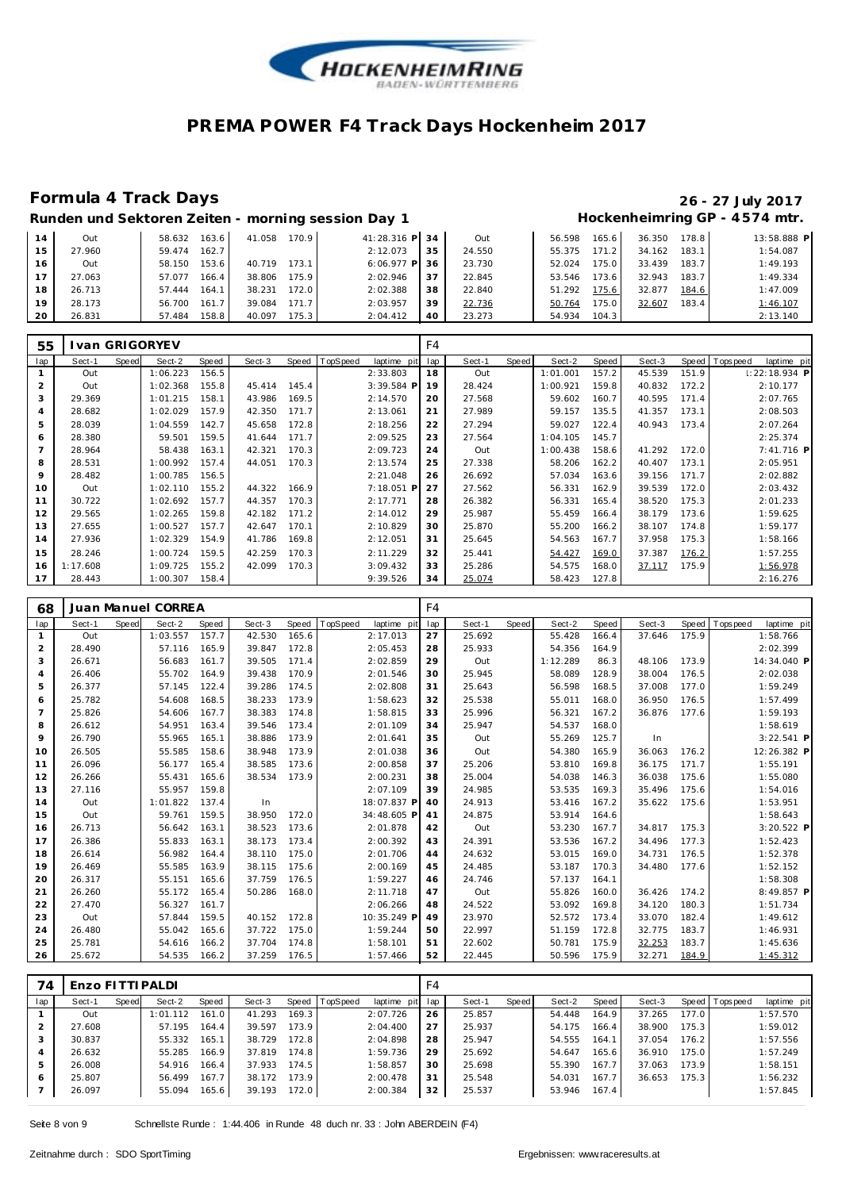# PREMA POWER F4 Track Days Hockenheim 2017

## Formula 4 Track Days

**26 - 27 July 2017**

### Runden und Sektoren Zeiten - morning session Day 1

**Hockenheimring GP - 4574 mtr.**

| lap | Sect-1 | Speed | Sect-2 | Speed | Sect-3 | Speed | TopSpeed | laptime pit | lap | Sect-1 | Speed | Sect-2 | Speed | Sect-3 | Speed | Topspeed | laptime pit |
|---|---|---|---|---|---|---|---|---|---|---|---|---|---|---|---|---|---|
| 14 | Out | | 58.632 | 163.6 | 41.058 | 170.9 | | 41:28.316 P | 34 | Out | | 56.598 | 165.6 | 36.350 | 178.8 | | 13:58.888 P |
| 15 | 27.960 | | 59.474 | 162.7 | | | | 2:12.073 | 35 | 24.550 | | 55.375 | 171.2 | 34.162 | 183.1 | | 1:54.087 |
| 16 | Out | | 58.150 | 153.6 | 40.719 | 173.1 | | 6:06.977 P | 36 | 23.730 | | 52.024 | 175.0 | 33.439 | 183.7 | | 1:49.193 |
| 17 | 27.063 | | 57.077 | 166.4 | 38.806 | 175.9 | | 2:02.946 | 37 | 22.845 | | 53.546 | 173.6 | 32.943 | 183.7 | | 1:49.334 |
| 18 | 26.713 | | 57.444 | 164.1 | 38.231 | 172.0 | | 2:02.388 | 38 | 22.840 | | 51.292 | 175.6 | 32.877 | 184.6 | | 1:47.009 |
| 19 | 28.173 | | 56.700 | 161.7 | 39.084 | 171.7 | | 2:03.957 | 39 | 22.736 | | 50.764 | 175.0 | 32.607 | 183.4 | | 1:46.107 |
| 20 | 26.831 | | 57.484 | 158.8 | 40.097 | 175.3 | | 2:04.412 | 40 | 23.273 | | 54.934 | 104.3 | | | | 2:13.140 |

**55 Ivan GRIGORYEV** — F4

| lap | Sect-1 | Speed | Sect-2 | Speed | Sect-3 | Speed | TopSpeed | laptime pit | lap | Sect-1 | Speed | Sect-2 | Speed | Sect-3 | Speed | Topspeed | laptime pit |
|---|---|---|---|---|---|---|---|---|---|---|---|---|---|---|---|---|---|
| 1 | Out | | 1:06.223 | 156.5 | | | | 2:33.803 | 18 | Out | | 1:01.001 | 157.2 | 45.539 | 151.9 | | 1:22:18.934 P |
| 2 | Out | | 1:02.368 | 155.8 | 45.414 | 145.4 | | 3:39.584 P | 19 | 28.424 | | 1:00.921 | 159.8 | 40.832 | 172.2 | | 2:10.177 |
| 3 | 29.369 | | 1:01.215 | 158.1 | 43.986 | 169.5 | | 2:14.570 | 20 | 27.568 | | 59.602 | 160.7 | 40.595 | 171.4 | | 2:07.765 |
| 4 | 28.682 | | 1:02.029 | 157.9 | 42.350 | 171.7 | | 2:13.061 | 21 | 27.989 | | 59.157 | 135.5 | 41.357 | 173.1 | | 2:08.503 |
| 5 | 28.039 | | 1:04.559 | 142.7 | 45.658 | 172.8 | | 2:18.256 | 22 | 27.294 | | 59.027 | 122.4 | 40.943 | 173.4 | | 2:07.264 |
| 6 | 28.380 | | 59.501 | 159.5 | 41.644 | 171.7 | | 2:09.525 | 23 | 27.564 | | 1:04.105 | 145.7 | | | | 2:25.374 |
| 7 | 28.964 | | 58.438 | 163.1 | 42.321 | 170.3 | | 2:09.723 | 24 | Out | | 1:00.438 | 158.6 | 41.292 | 172.0 | | 7:41.716 P |
| 8 | 28.531 | | 1:00.992 | 157.4 | 44.051 | 170.3 | | 2:13.574 | 25 | 27.338 | | 58.206 | 162.2 | 40.407 | 173.1 | | 2:05.951 |
| 9 | 28.482 | | 1:00.785 | 156.5 | | | | 2:21.048 | 26 | 26.692 | | 57.034 | 163.6 | 39.156 | 171.7 | | 2:02.882 |
| 10 | Out | | 1:02.110 | 155.2 | 44.322 | 166.9 | | 7:18.051 P | 27 | 27.562 | | 56.331 | 162.9 | 39.539 | 172.0 | | 2:03.432 |
| 11 | 30.722 | | 1:02.692 | 157.7 | 44.357 | 170.3 | | 2:17.771 | 28 | 26.382 | | 56.331 | 165.4 | 38.520 | 175.3 | | 2:01.233 |
| 12 | 29.565 | | 1:02.265 | 159.8 | 42.182 | 171.2 | | 2:14.012 | 29 | 25.987 | | 55.459 | 166.4 | 38.179 | 173.6 | | 1:59.625 |
| 13 | 27.655 | | 1:00.527 | 157.7 | 42.647 | 170.1 | | 2:10.829 | 30 | 25.870 | | 55.200 | 166.2 | 38.107 | 174.8 | | 1:59.177 |
| 14 | 27.936 | | 1:02.329 | 154.9 | 41.786 | 169.8 | | 2:12.051 | 31 | 25.645 | | 54.563 | 167.7 | 37.958 | 175.3 | | 1:58.166 |
| 15 | 28.246 | | 1:00.724 | 159.5 | 42.259 | 170.3 | | 2:11.229 | 32 | 25.441 | | 54.427 | 169.0 | 37.387 | 176.2 | | 1:57.255 |
| 16 | 1:17.608 | | 1:09.725 | 155.2 | 42.099 | 170.3 | | 3:09.432 | 33 | 25.286 | | 54.575 | 168.0 | 37.117 | 175.9 | | 1:56.978 |
| 17 | 28.443 | | 1:00.307 | 158.4 | | | | 9:39.526 | 34 | 25.074 | | 58.423 | 127.8 | | | | 2:16.276 |

**68 Juan Manuel CORREA** — F4

| lap | Sect-1 | Speed | Sect-2 | Speed | Sect-3 | Speed | TopSpeed | laptime pit | lap | Sect-1 | Speed | Sect-2 | Speed | Sect-3 | Speed | Topspeed | laptime pit |
|---|---|---|---|---|---|---|---|---|---|---|---|---|---|---|---|---|---|
| 1 | Out | | 1:03.557 | 157.7 | 42.530 | 165.6 | | 2:17.013 | 27 | 25.692 | | 55.428 | 166.4 | 37.646 | 175.9 | | 1:58.766 |
| 2 | 28.490 | | 57.116 | 165.9 | 39.847 | 172.8 | | 2:05.453 | 28 | 25.933 | | 54.356 | 164.9 | | | | 2:02.399 |
| 3 | 26.671 | | 56.683 | 161.7 | 39.505 | 171.4 | | 2:02.859 | 29 | Out | | 1:12.289 | 86.3 | 48.106 | 173.9 | | 14:34.040 P |
| 4 | 26.406 | | 55.702 | 164.9 | 39.438 | 170.9 | | 2:01.546 | 30 | 25.945 | | 58.089 | 128.9 | 38.004 | 176.5 | | 2:02.038 |
| 5 | 26.377 | | 57.145 | 122.4 | 39.286 | 174.5 | | 2:02.808 | 31 | 25.643 | | 56.598 | 168.5 | 37.008 | 177.0 | | 1:59.249 |
| 6 | 25.782 | | 54.608 | 168.5 | 38.233 | 173.9 | | 1:58.623 | 32 | 25.538 | | 55.011 | 168.0 | 36.950 | 176.5 | | 1:57.499 |
| 7 | 25.826 | | 54.606 | 167.7 | 38.383 | 174.8 | | 1:58.815 | 33 | 25.996 | | 56.321 | 167.2 | 36.876 | 177.6 | | 1:59.193 |
| 8 | 26.612 | | 54.951 | 163.4 | 39.546 | 173.4 | | 2:01.109 | 34 | 25.947 | | 54.537 | 168.0 | | | | 1:58.619 |
| 9 | 26.790 | | 55.965 | 165.1 | 38.886 | 173.9 | | 2:01.641 | 35 | Out | | 55.269 | 125.7 | In | | | 3:22.541 P |
| 10 | 26.505 | | 55.585 | 158.6 | 38.948 | 173.9 | | 2:01.038 | 36 | Out | | 54.380 | 165.9 | 36.063 | 176.2 | | 12:26.382 P |
| 11 | 26.096 | | 56.177 | 165.4 | 38.585 | 173.6 | | 2:00.858 | 37 | 25.206 | | 53.810 | 169.8 | 36.175 | 171.7 | | 1:55.191 |
| 12 | 26.266 | | 55.431 | 165.6 | 38.534 | 173.9 | | 2:00.231 | 38 | 25.004 | | 54.038 | 146.3 | 36.038 | 175.6 | | 1:55.080 |
| 13 | 27.116 | | 55.957 | 159.8 | | | | 2:07.109 | 39 | 24.985 | | 53.535 | 169.3 | 35.496 | 175.6 | | 1:54.016 |
| 14 | Out | | 1:01.822 | 137.4 | In | | | 18:07.837 P | 40 | 24.913 | | 53.416 | 167.2 | 35.622 | 175.6 | | 1:53.951 |
| 15 | Out | | 59.761 | 159.5 | 38.950 | 172.0 | | 34:48.605 P | 41 | 24.875 | | 53.914 | 164.6 | | | | 1:58.643 |
| 16 | 26.713 | | 56.642 | 163.1 | 38.523 | 173.6 | | 2:01.878 | 42 | Out | | 53.230 | 167.7 | 34.817 | 175.3 | | 3:20.522 P |
| 17 | 26.386 | | 55.833 | 163.1 | 38.173 | 173.4 | | 2:00.392 | 43 | 24.391 | | 53.536 | 167.2 | 34.496 | 177.3 | | 1:52.423 |
| 18 | 26.614 | | 56.982 | 164.4 | 38.110 | 175.0 | | 2:01.706 | 44 | 24.632 | | 53.015 | 169.0 | 34.731 | 176.5 | | 1:52.378 |
| 19 | 26.469 | | 55.585 | 163.9 | 38.115 | 175.6 | | 2:00.169 | 45 | 24.485 | | 53.187 | 170.3 | 34.480 | 177.6 | | 1:52.152 |
| 20 | 26.317 | | 55.151 | 165.6 | 37.759 | 176.5 | | 1:59.227 | 46 | 24.746 | | 57.137 | 164.1 | | | | 1:58.308 |
| 21 | 26.260 | | 55.172 | 165.4 | 50.286 | 168.0 | | 2:11.718 | 47 | Out | | 55.826 | 160.0 | 36.426 | 174.2 | | 8:49.857 P |
| 22 | 27.470 | | 56.327 | 161.7 | | | | 2:06.266 | 48 | 24.522 | | 53.092 | 169.8 | 34.120 | 180.3 | | 1:51.734 |
| 23 | Out | | 57.844 | 159.5 | 40.152 | 172.8 | | 10:35.249 P | 49 | 23.970 | | 52.572 | 173.4 | 33.070 | 182.4 | | 1:49.612 |
| 24 | 26.480 | | 55.042 | 165.6 | 37.722 | 175.0 | | 1:59.244 | 50 | 22.997 | | 51.159 | 172.8 | 32.775 | 183.7 | | 1:46.931 |
| 25 | 25.781 | | 54.616 | 166.2 | 37.704 | 174.8 | | 1:58.101 | 51 | 22.602 | | 50.781 | 175.9 | 32.253 | 183.7 | | 1:45.636 |
| 26 | 25.672 | | 54.535 | 166.2 | 37.259 | 176.5 | | 1:57.466 | 52 | 22.445 | | 50.596 | 175.9 | 32.271 | 184.9 | | 1:45.312 |

**74 Enzo FITTIPALDI** — F4

| lap | Sect-1 | Speed | Sect-2 | Speed | Sect-3 | Speed | TopSpeed | laptime pit | lap | Sect-1 | Speed | Sect-2 | Speed | Sect-3 | Speed | Topspeed | laptime pit |
|---|---|---|---|---|---|---|---|---|---|---|---|---|---|---|---|---|---|
| 1 | Out | | 1:01.112 | 161.0 | 41.293 | 169.3 | | 2:07.726 | 26 | 25.857 | | 54.448 | 164.9 | 37.265 | 177.0 | | 1:57.570 |
| 2 | 27.608 | | 57.195 | 164.4 | 39.597 | 173.9 | | 2:04.400 | 27 | 25.937 | | 54.175 | 166.4 | 38.900 | 175.3 | | 1:59.012 |
| 3 | 30.837 | | 55.332 | 165.1 | 38.729 | 172.8 | | 2:04.898 | 28 | 25.947 | | 54.555 | 164.1 | 37.054 | 176.2 | | 1:57.556 |
| 4 | 26.632 | | 55.285 | 166.9 | 37.819 | 174.8 | | 1:59.736 | 29 | 25.692 | | 54.647 | 165.6 | 36.910 | 175.0 | | 1:57.249 |
| 5 | 26.008 | | 54.916 | 166.4 | 37.933 | 174.5 | | 1:58.857 | 30 | 25.698 | | 55.390 | 167.7 | 37.063 | 173.9 | | 1:58.151 |
| 6 | 25.807 | | 56.499 | 167.7 | 38.172 | 173.9 | | 2:00.478 | 31 | 25.548 | | 54.031 | 167.7 | 36.653 | 175.3 | | 1:56.232 |
| 7 | 26.097 | | 55.094 | 165.6 | 39.193 | 172.0 | | 2:00.384 | 32 | 25.537 | | 53.946 | 167.4 | | | | 1:57.845 |

Schnellste Runde : 1:44.406 in Runde 48 duch nr. 33 : John ABERDEIN (F4)

Zeitnahme durch : SDO SportTiming

Ergebnissen: www.raceresults.at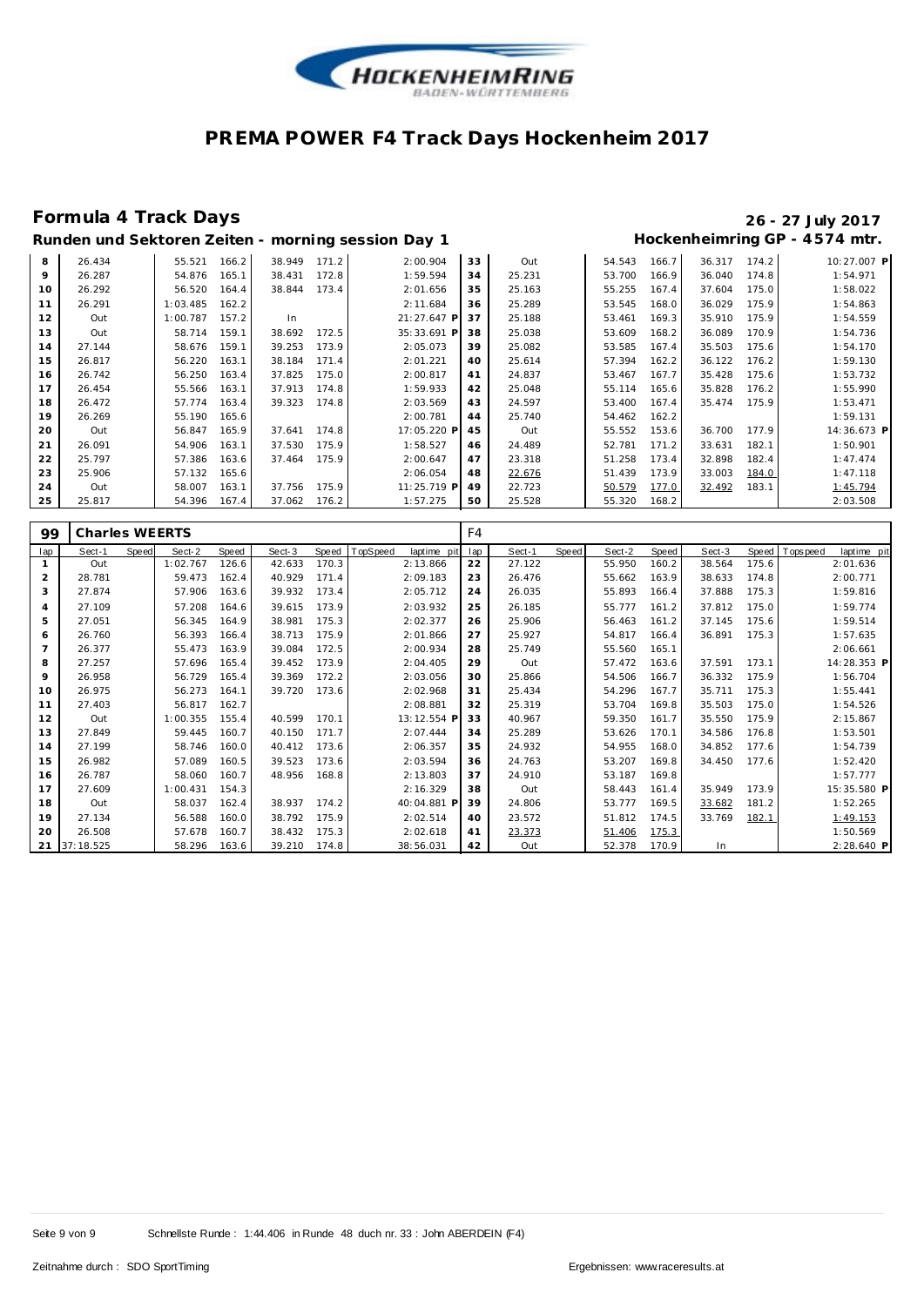# PREMA POWER F4 Track Days Hockenheim 2017

## Formula 4 Track Days

**26 - 27 July 2017**

### Runden und Sektoren Zeiten - morning session Day 1

**Hockenheimring GP - 4574 mtr.**

| lap | Sect-1 | Speed | Sect-2 | Speed | Sect-3 | Speed | TopSpeed | laptime pit | lap | Sect-1 | Speed | Sect-2 | Speed | Sect-3 | Speed | Topspeed | laptime pit |
|---|---|---|---|---|---|---|---|---|---|---|---|---|---|---|---|---|---|
| 8 | 26.434 | | 55.521 | 166.2 | 38.949 | 171.2 | | 2:00.904 | 33 | Out | | 54.543 | 166.7 | 36.317 | 174.2 | | 10:27.007 P |
| 9 | 26.287 | | 54.876 | 165.1 | 38.431 | 172.8 | | 1:59.594 | 34 | 25.231 | | 53.700 | 166.9 | 36.040 | 174.8 | | 1:54.971 |
| 10 | 26.292 | | 56.520 | 164.4 | 38.844 | 173.4 | | 2:01.656 | 35 | 25.163 | | 55.255 | 167.4 | 37.604 | 175.0 | | 1:58.022 |
| 11 | 26.291 | | 1:03.485 | 162.2 | | | | 2:11.684 | 36 | 25.289 | | 53.545 | 168.0 | 36.029 | 175.9 | | 1:54.863 |
| 12 | Out | | 1:00.787 | 157.2 | In | | | 21:27.647 P | 37 | 25.188 | | 53.461 | 169.3 | 35.910 | 175.9 | | 1:54.559 |
| 13 | Out | | 58.714 | 159.1 | 38.692 | 172.5 | | 35:33.691 P | 38 | 25.038 | | 53.609 | 168.2 | 36.089 | 170.9 | | 1:54.736 |
| 14 | 27.144 | | 58.676 | 159.1 | 39.253 | 173.9 | | 2:05.073 | 39 | 25.082 | | 53.585 | 167.4 | 35.503 | 175.6 | | 1:54.170 |
| 15 | 26.817 | | 56.220 | 163.1 | 38.184 | 171.4 | | 2:01.221 | 40 | 25.614 | | 57.394 | 162.2 | 36.122 | 176.2 | | 1:59.130 |
| 16 | 26.742 | | 56.250 | 163.4 | 37.825 | 175.0 | | 2:00.817 | 41 | 24.837 | | 53.467 | 167.7 | 35.428 | 175.6 | | 1:53.732 |
| 17 | 26.454 | | 55.566 | 163.1 | 37.913 | 174.8 | | 1:59.933 | 42 | 25.048 | | 55.114 | 165.6 | 35.828 | 176.2 | | 1:55.990 |
| 18 | 26.472 | | 57.774 | 163.4 | 39.323 | 174.8 | | 2:03.569 | 43 | 24.597 | | 53.400 | 167.4 | 35.474 | 175.9 | | 1:53.471 |
| 19 | 26.269 | | 55.190 | 165.6 | | | | 2:00.781 | 44 | 25.740 | | 54.462 | 162.2 | | | | 1:59.131 |
| 20 | Out | | 56.847 | 165.9 | 37.641 | 174.8 | | 17:05.220 P | 45 | Out | | 55.552 | 153.6 | 36.700 | 177.9 | | 14:36.673 P |
| 21 | 26.091 | | 54.906 | 163.1 | 37.530 | 175.9 | | 1:58.527 | 46 | 24.489 | | 52.781 | 171.2 | 33.631 | 182.1 | | 1:50.901 |
| 22 | 25.797 | | 57.386 | 163.6 | 37.464 | 175.9 | | 2:00.647 | 47 | 23.318 | | 51.258 | 173.4 | 32.898 | 182.4 | | 1:47.474 |
| 23 | 25.906 | | 57.132 | 165.6 | | | | 2:06.054 | 48 | 22.676 | | 51.439 | 173.9 | 33.003 | 184.0 | | 1:47.118 |
| 24 | Out | | 58.007 | 163.1 | 37.756 | 175.9 | | 11:25.719 P | 49 | 22.723 | | 50.579 | 177.0 | 32.492 | 183.1 | | 1:45.794 |
| 25 | 25.817 | | 54.396 | 167.4 | 37.062 | 176.2 | | 1:57.275 | 50 | 25.528 | | 55.320 | 168.2 | | | | 2:03.508 |

**99 Charles WEERTS** — F4

| lap | Sect-1 | Speed | Sect-2 | Speed | Sect-3 | Speed | TopSpeed | laptime pit | lap | Sect-1 | Speed | Sect-2 | Speed | Sect-3 | Speed | Topspeed | laptime pit |
|---|---|---|---|---|---|---|---|---|---|---|---|---|---|---|---|---|---|
| 1 | Out | | 1:02.767 | 126.6 | 42.633 | 170.3 | | 2:13.866 | 22 | 27.122 | | 55.950 | 160.2 | 38.564 | 175.6 | | 2:01.636 |
| 2 | 28.781 | | 59.473 | 162.4 | 40.929 | 171.4 | | 2:09.183 | 23 | 26.476 | | 55.662 | 163.9 | 38.633 | 174.8 | | 2:00.771 |
| 3 | 27.874 | | 57.906 | 163.6 | 39.932 | 173.4 | | 2:05.712 | 24 | 26.035 | | 55.893 | 166.4 | 37.888 | 175.3 | | 1:59.816 |
| 4 | 27.109 | | 57.208 | 164.6 | 39.615 | 173.9 | | 2:03.932 | 25 | 26.185 | | 55.777 | 161.2 | 37.812 | 175.0 | | 1:59.774 |
| 5 | 27.051 | | 56.345 | 164.9 | 38.981 | 175.3 | | 2:02.377 | 26 | 25.906 | | 56.463 | 161.2 | 37.145 | 175.6 | | 1:59.514 |
| 6 | 26.760 | | 56.393 | 166.4 | 38.713 | 175.9 | | 2:01.866 | 27 | 25.927 | | 54.817 | 166.4 | 36.891 | 175.3 | | 1:57.635 |
| 7 | 26.377 | | 55.473 | 163.9 | 39.084 | 172.5 | | 2:00.934 | 28 | 25.749 | | 55.560 | 165.1 | | | | 2:06.661 |
| 8 | 27.257 | | 57.696 | 165.4 | 39.452 | 173.9 | | 2:04.405 | 29 | Out | | 57.472 | 163.6 | 37.591 | 173.1 | | 14:28.353 P |
| 9 | 26.958 | | 56.729 | 165.4 | 39.369 | 172.2 | | 2:03.056 | 30 | 25.866 | | 54.506 | 166.7 | 36.332 | 175.9 | | 1:56.704 |
| 10 | 26.975 | | 56.273 | 164.1 | 39.720 | 173.6 | | 2:02.968 | 31 | 25.434 | | 54.296 | 167.7 | 35.711 | 175.3 | | 1:55.441 |
| 11 | 27.403 | | 56.817 | 162.7 | | | | 2:08.881 | 32 | 25.319 | | 53.704 | 169.8 | 35.503 | 175.0 | | 1:54.526 |
| 12 | Out | | 1:00.355 | 155.4 | 40.599 | 170.1 | | 13:12.554 P | 33 | 40.967 | | 59.350 | 161.7 | 35.550 | 175.9 | | 2:15.867 |
| 13 | 27.849 | | 59.445 | 160.7 | 40.150 | 171.7 | | 2:07.444 | 34 | 25.289 | | 53.626 | 170.1 | 34.586 | 176.8 | | 1:53.501 |
| 14 | 27.199 | | 58.746 | 160.0 | 40.412 | 173.6 | | 2:06.357 | 35 | 24.932 | | 54.955 | 168.0 | 34.852 | 177.6 | | 1:54.739 |
| 15 | 26.982 | | 57.089 | 160.5 | 39.523 | 173.6 | | 2:03.594 | 36 | 24.763 | | 53.207 | 169.8 | 34.450 | 177.6 | | 1:52.420 |
| 16 | 26.787 | | 58.060 | 160.7 | 48.956 | 168.8 | | 2:13.803 | 37 | 24.910 | | 53.187 | 169.8 | | | | 1:57.777 |
| 17 | 27.609 | | 1:00.431 | 154.3 | | | | 2:16.329 | 38 | Out | | 58.443 | 161.4 | 35.949 | 173.9 | | 15:35.580 P |
| 18 | Out | | 58.037 | 162.4 | 38.937 | 174.2 | | 40:04.881 P | 39 | 24.806 | | 53.777 | 169.5 | 33.682 | 181.2 | | 1:52.265 |
| 19 | 27.134 | | 56.588 | 160.0 | 38.792 | 175.9 | | 2:02.514 | 40 | 23.572 | | 51.812 | 174.5 | 33.769 | 182.1 | | 1:49.153 |
| 20 | 26.508 | | 57.678 | 160.7 | 38.432 | 175.3 | | 2:02.618 | 41 | 23.373 | | 51.406 | 175.3 | | | | 1:50.569 |
| 21 | 37:18.525 | | 58.296 | 163.6 | 39.210 | 174.8 | | 38:56.031 | 42 | Out | | 52.378 | 170.9 | In | | | 2:28.640 P |

Schnellste Runde : 1:44.406 in Runde 48 duch nr. 33 : John ABERDEIN (F4)

Zeitnahme durch : SDO SportTiming

Ergebnissen: www.raceresults.at